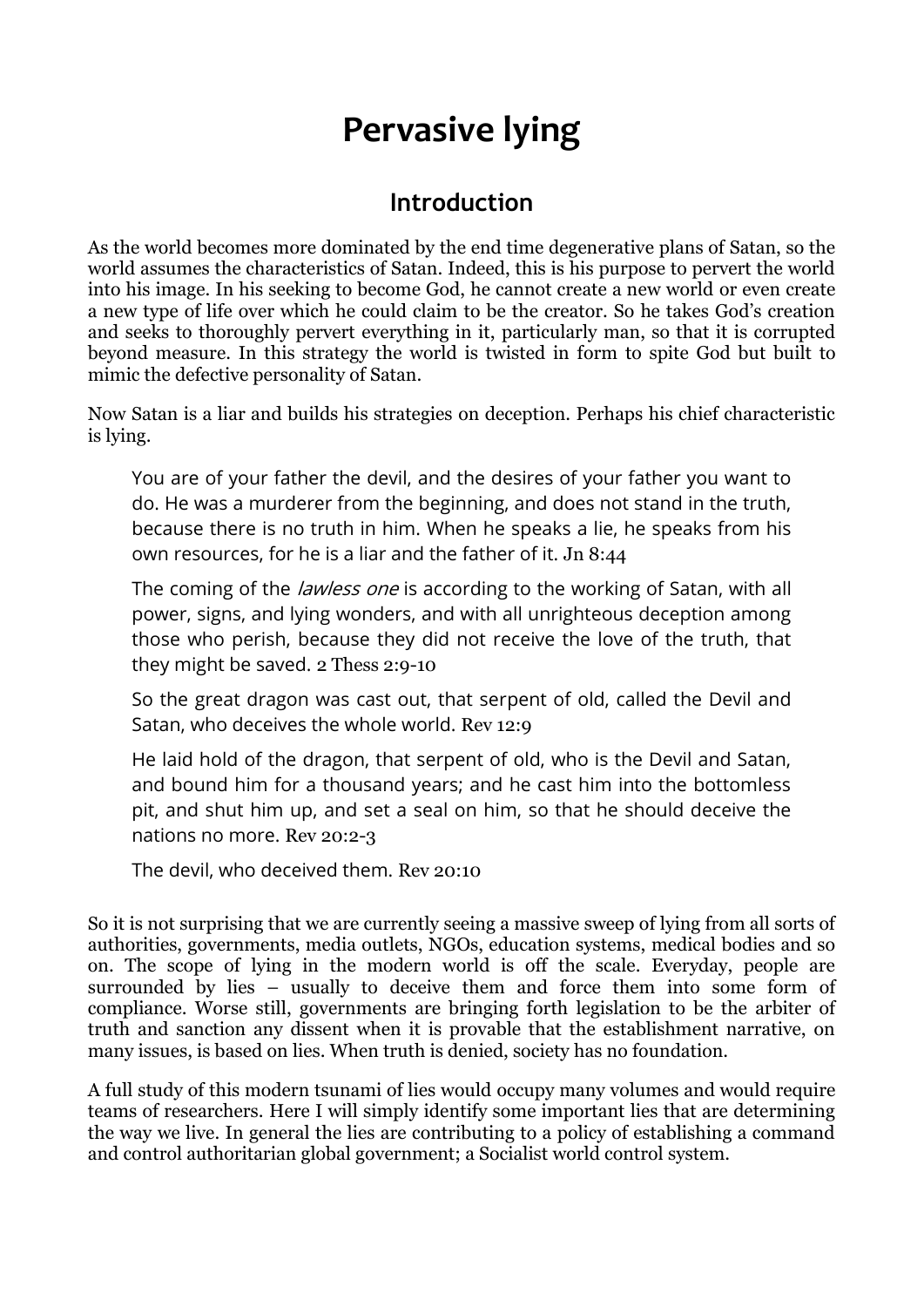# Pervasive lying

## Introduction

As the world becomes more dominated by the end time degenerative plans of Satan, so the world assumes the characteristics of Satan. Indeed, this is his purpose to pervert the world into his image. In his seeking to become God, he cannot create a new world or even create a new type of life over which he could claim to be the creator. So he takes God's creation and seeks to thoroughly pervert everything in it, particularly man, so that it is corrupted beyond measure. In this strategy the world is twisted in form to spite God but built to mimic the defective personality of Satan.

Now Satan is a liar and builds his strategies on deception. Perhaps his chief characteristic is lying.

> You are of your father the devil, and the desires of your father you want to do. He was a murderer from the beginning, and does not stand in the truth, because there is no truth in him. When he speaks a lie, he speaks from his own resources, for he is a liar and the father of it. Jn 8:44
>
> The coming of the *lawless one* is according to the working of Satan, with all power, signs, and lying wonders, and with all unrighteous deception among those who perish, because they did not receive the love of the truth, that they might be saved. 2 Thess 2:9-10
>
> So the great dragon was cast out, that serpent of old, called the Devil and Satan, who deceives the whole world. Rev 12:9
>
> He laid hold of the dragon, that serpent of old, who is the Devil and Satan, and bound him for a thousand years; and he cast him into the bottomless pit, and shut him up, and set a seal on him, so that he should deceive the nations no more. Rev 20:2-3
>
> The devil, who deceived them. Rev 20:10

So it is not surprising that we are currently seeing a massive sweep of lying from all sorts of authorities, governments, media outlets, NGOs, education systems, medical bodies and so on. The scope of lying in the modern world is off the scale. Everyday, people are surrounded by lies – usually to deceive them and force them into some form of compliance. Worse still, governments are bringing forth legislation to be the arbiter of truth and sanction any dissent when it is provable that the establishment narrative, on many issues, is based on lies. When truth is denied, society has no foundation.

A full study of this modern tsunami of lies would occupy many volumes and would require teams of researchers. Here I will simply identify some important lies that are determining the way we live. In general the lies are contributing to a policy of establishing a command and control authoritarian global government; a Socialist world control system.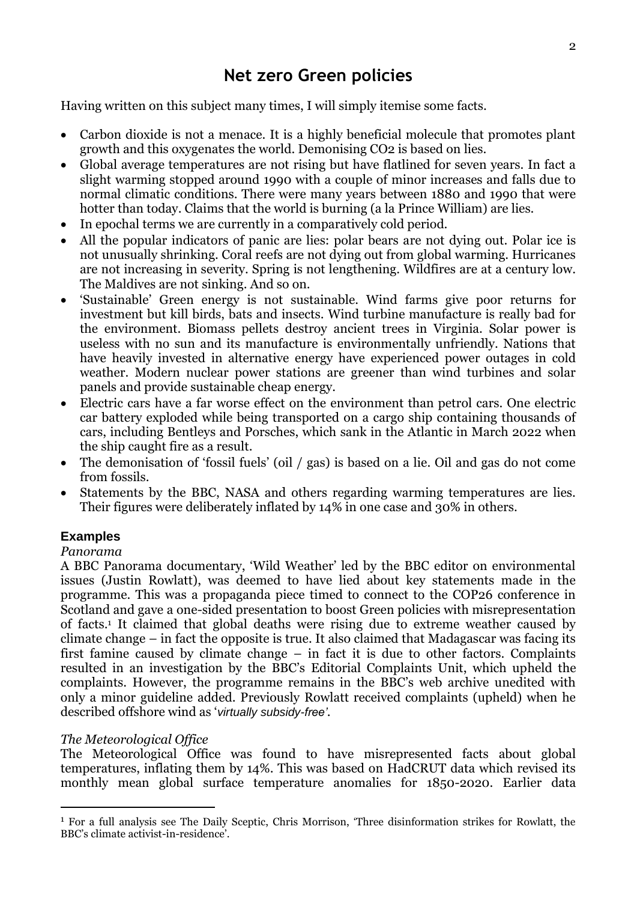# Net zero Green policies

Having written on this subject many times, I will simply itemise some facts.

- Carbon dioxide is not a menace. It is a highly beneficial molecule that promotes plant growth and this oxygenates the world. Demonising $CO_2$ is based on lies.
- Global average temperatures are not rising but have flatlined for seven years. In fact a slight warming stopped around 1990 with a couple of minor increases and falls due to normal climatic conditions. There were many years between 1880 and 1990 that were hotter than today. Claims that the world is burning (a la Prince William) are lies.
- In epochal terms we are currently in a comparatively cold period.
- All the popular indicators of panic are lies: polar bears are not dying out. Polar ice is not unusually shrinking. Coral reefs are not dying out from global warming. Hurricanes are not increasing in severity. Spring is not lengthening. Wildfires are at a century low. The Maldives are not sinking. And so on.
- 'Sustainable' Green energy is not sustainable. Wind farms give poor returns for investment but kill birds, bats and insects. Wind turbine manufacture is really bad for the environment. Biomass pellets destroy ancient trees in Virginia. Solar power is useless with no sun and its manufacture is environmentally unfriendly. Nations that have heavily invested in alternative energy have experienced power outages in cold weather. Modern nuclear power stations are greener than wind turbines and solar panels and provide sustainable cheap energy.
- Electric cars have a far worse effect on the environment than petrol cars. One electric car battery exploded while being transported on a cargo ship containing thousands of cars, including Bentleys and Porsches, which sank in the Atlantic in March 2022 when the ship caught fire as a result.
- The demonisation of 'fossil fuels' (oil / gas) is based on a lie. Oil and gas do not come from fossils.
- Statements by the BBC, NASA and others regarding warming temperatures are lies. Their figures were deliberately inflated by 14% in one case and 30% in others.

### Examples

*Panorama*

A BBC Panorama documentary, 'Wild Weather' led by the BBC editor on environmental issues (Justin Rowlatt), was deemed to have lied about key statements made in the programme. This was a propaganda piece timed to connect to the COP26 conference in Scotland and gave a one-sided presentation to boost Green policies with misrepresentation of facts.[1] It claimed that global deaths were rising due to extreme weather caused by climate change – in fact the opposite is true. It also claimed that Madagascar was facing its first famine caused by climate change – in fact it is due to other factors. Complaints resulted in an investigation by the BBC's Editorial Complaints Unit, which upheld the complaints. However, the programme remains in the BBC's web archive unedited with only a minor guideline added. Previously Rowlatt received complaints (upheld) when he described offshore wind as '*virtually subsidy-free'*.

*The Meteorological Office*

The Meteorological Office was found to have misrepresented facts about global temperatures, inflating them by 14%. This was based on HadCRUT data which revised its monthly mean global surface temperature anomalies for 1850-2020. Earlier data

[1] For a full analysis see The Daily Sceptic, Chris Morrison, 'Three disinformation strikes for Rowlatt, the BBC's climate activist-in-residence'.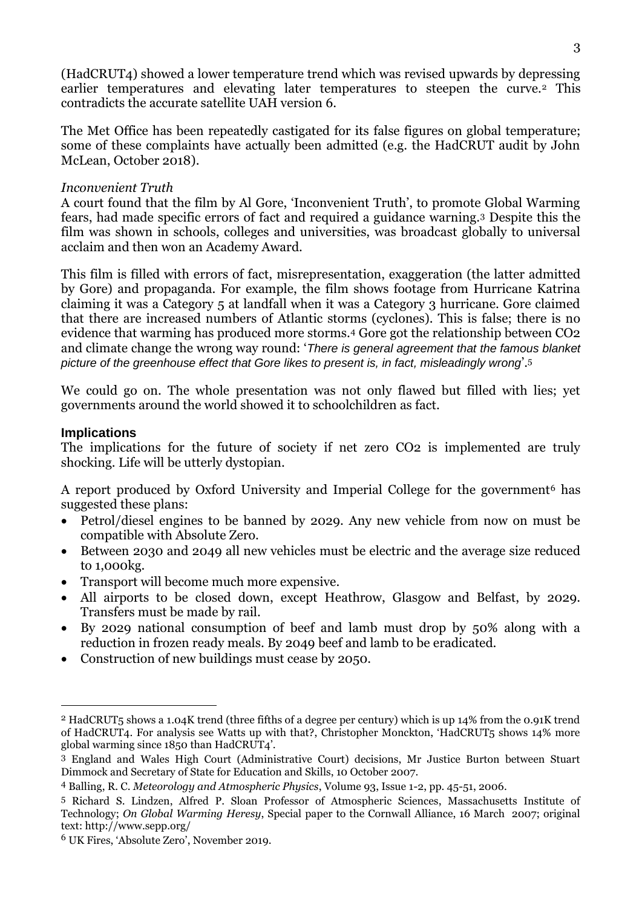(HadCRUT4) showed a lower temperature trend which was revised upwards by depressing earlier temperatures and elevating later temperatures to steepen the curve.[2] This contradicts the accurate satellite UAH version 6.

The Met Office has been repeatedly castigated for its false figures on global temperature; some of these complaints have actually been admitted (e.g. the HadCRUT audit by John McLean, October 2018).

*Inconvenient Truth*

A court found that the film by Al Gore, 'Inconvenient Truth', to promote Global Warming fears, had made specific errors of fact and required a guidance warning.[3] Despite this the film was shown in schools, colleges and universities, was broadcast globally to universal acclaim and then won an Academy Award.

This film is filled with errors of fact, misrepresentation, exaggeration (the latter admitted by Gore) and propaganda. For example, the film shows footage from Hurricane Katrina claiming it was a Category 5 at landfall when it was a Category 3 hurricane. Gore claimed that there are increased numbers of Atlantic storms (cyclones). This is false; there is no evidence that warming has produced more storms.[4] Gore got the relationship between $CO_2$ and climate change the wrong way round: '*There is general agreement that the famous blanket picture of the greenhouse effect that Gore likes to present is, in fact, misleadingly wrong*'.[5]

We could go on. The whole presentation was not only flawed but filled with lies; yet governments around the world showed it to schoolchildren as fact.

## Implications

The implications for the future of society if net zero $CO_2$ is implemented are truly shocking. Life will be utterly dystopian.

A report produced by Oxford University and Imperial College for the government[6] has suggested these plans:

- Petrol/diesel engines to be banned by 2029. Any new vehicle from now on must be compatible with Absolute Zero.
- Between 2030 and 2049 all new vehicles must be electric and the average size reduced to 1,000kg.
- Transport will become much more expensive.
- All airports to be closed down, except Heathrow, Glasgow and Belfast, by 2029. Transfers must be made by rail.
- By 2029 national consumption of beef and lamb must drop by 50% along with a reduction in frozen ready meals. By 2049 beef and lamb to be eradicated.
- Construction of new buildings must cease by 2050.

---

[2] HadCRUT5 shows a 1.04K trend (three fifths of a degree per century) which is up 14% from the 0.91K trend of HadCRUT4. For analysis see Watts up with that?, Christopher Monckton, 'HadCRUT5 shows 14% more global warming since 1850 than HadCRUT4'.

[3] England and Wales High Court (Administrative Court) decisions, Mr Justice Burton between Stuart Dimmock and Secretary of State for Education and Skills, 10 October 2007.

[4] Balling, R. C. *Meteorology and Atmospheric Physics*, Volume 93, Issue 1-2, pp. 45-51, 2006.

[5] Richard S. Lindzen, Alfred P. Sloan Professor of Atmospheric Sciences, Massachusetts Institute of Technology; *On Global Warming Heresy*, Special paper to the Cornwall Alliance, 16 March 2007; original text: http://www.sepp.org/

[6] UK Fires, 'Absolute Zero', November 2019.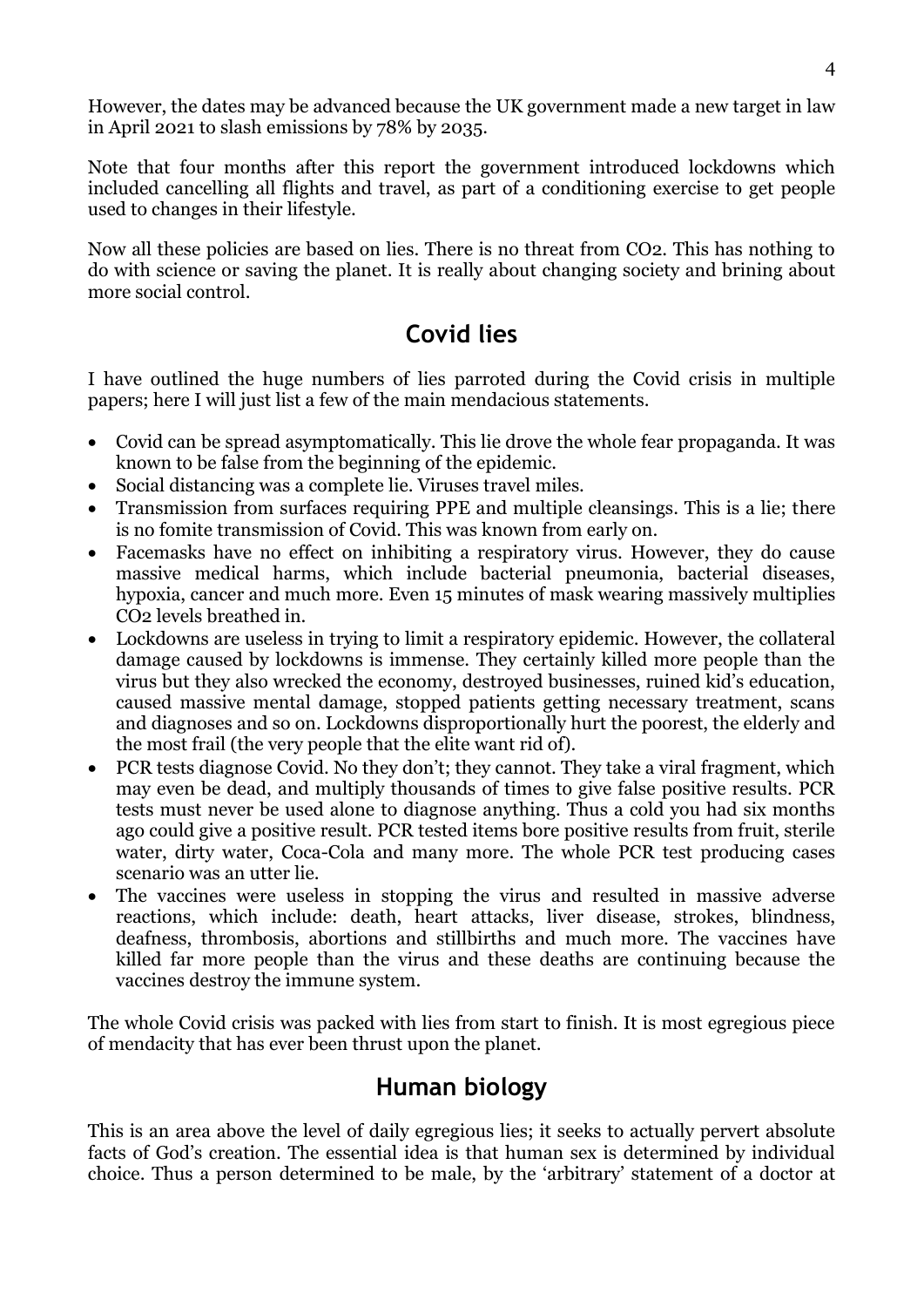However, the dates may be advanced because the UK government made a new target in law in April 2021 to slash emissions by 78% by 2035.

Note that four months after this report the government introduced lockdowns which included cancelling all flights and travel, as part of a conditioning exercise to get people used to changes in their lifestyle.

Now all these policies are based on lies. There is no threat from $CO_2$. This has nothing to do with science or saving the planet. It is really about changing society and brining about more social control.

## Covid lies

I have outlined the huge numbers of lies parroted during the Covid crisis in multiple papers; here I will just list a few of the main mendacious statements.

- Covid can be spread asymptomatically. This lie drove the whole fear propaganda. It was known to be false from the beginning of the epidemic.
- Social distancing was a complete lie. Viruses travel miles.
- Transmission from surfaces requiring PPE and multiple cleansings. This is a lie; there is no fomite transmission of Covid. This was known from early on.
- Facemasks have no effect on inhibiting a respiratory virus. However, they do cause massive medical harms, which include bacterial pneumonia, bacterial diseases, hypoxia, cancer and much more. Even 15 minutes of mask wearing massively multiplies $CO_2$ levels breathed in.
- Lockdowns are useless in trying to limit a respiratory epidemic. However, the collateral damage caused by lockdowns is immense. They certainly killed more people than the virus but they also wrecked the economy, destroyed businesses, ruined kid's education, caused massive mental damage, stopped patients getting necessary treatment, scans and diagnoses and so on. Lockdowns disproportionally hurt the poorest, the elderly and the most frail (the very people that the elite want rid of).
- PCR tests diagnose Covid. No they don't; they cannot. They take a viral fragment, which may even be dead, and multiply thousands of times to give false positive results. PCR tests must never be used alone to diagnose anything. Thus a cold you had six months ago could give a positive result. PCR tested items bore positive results from fruit, sterile water, dirty water, Coca-Cola and many more. The whole PCR test producing cases scenario was an utter lie.
- The vaccines were useless in stopping the virus and resulted in massive adverse reactions, which include: death, heart attacks, liver disease, strokes, blindness, deafness, thrombosis, abortions and stillbirths and much more. The vaccines have killed far more people than the virus and these deaths are continuing because the vaccines destroy the immune system.

The whole Covid crisis was packed with lies from start to finish. It is most egregious piece of mendacity that has ever been thrust upon the planet.

## Human biology

This is an area above the level of daily egregious lies; it seeks to actually pervert absolute facts of God's creation. The essential idea is that human sex is determined by individual choice. Thus a person determined to be male, by the 'arbitrary' statement of a doctor at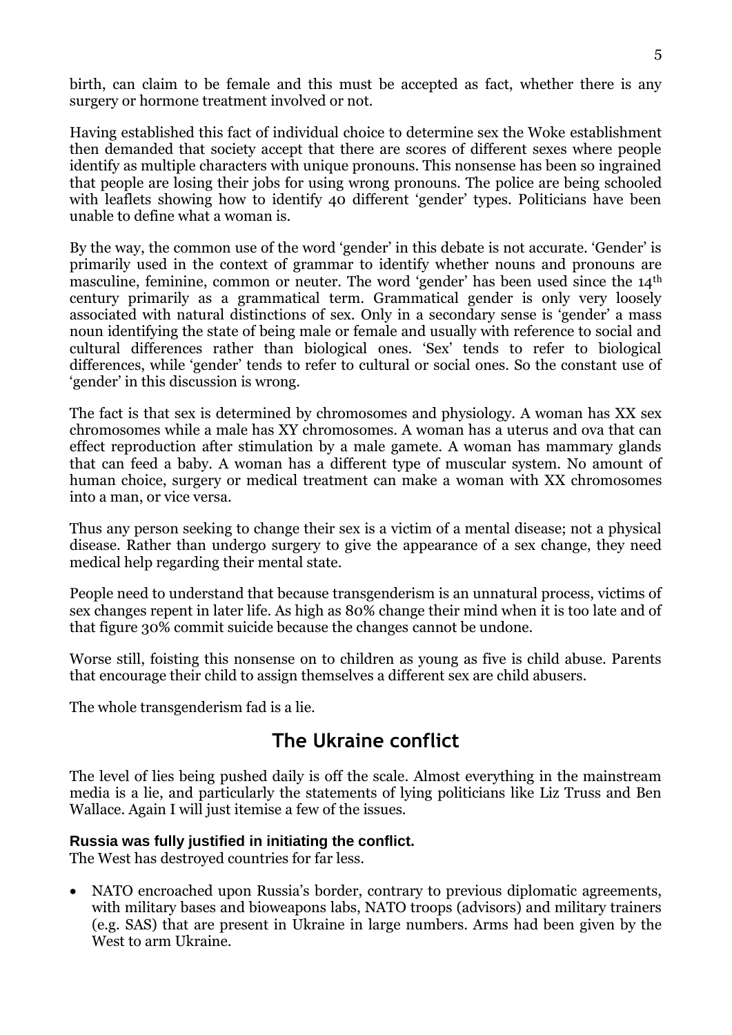birth, can claim to be female and this must be accepted as fact, whether there is any surgery or hormone treatment involved or not.

Having established this fact of individual choice to determine sex the Woke establishment then demanded that society accept that there are scores of different sexes where people identify as multiple characters with unique pronouns. This nonsense has been so ingrained that people are losing their jobs for using wrong pronouns. The police are being schooled with leaflets showing how to identify 40 different 'gender' types. Politicians have been unable to define what a woman is.

By the way, the common use of the word 'gender' in this debate is not accurate. 'Gender' is primarily used in the context of grammar to identify whether nouns and pronouns are masculine, feminine, common or neuter. The word 'gender' has been used since the 14th century primarily as a grammatical term. Grammatical gender is only very loosely associated with natural distinctions of sex. Only in a secondary sense is 'gender' a mass noun identifying the state of being male or female and usually with reference to social and cultural differences rather than biological ones. 'Sex' tends to refer to biological differences, while 'gender' tends to refer to cultural or social ones. So the constant use of 'gender' in this discussion is wrong.

The fact is that sex is determined by chromosomes and physiology. A woman has XX sex chromosomes while a male has XY chromosomes. A woman has a uterus and ova that can effect reproduction after stimulation by a male gamete. A woman has mammary glands that can feed a baby. A woman has a different type of muscular system. No amount of human choice, surgery or medical treatment can make a woman with XX chromosomes into a man, or vice versa.

Thus any person seeking to change their sex is a victim of a mental disease; not a physical disease. Rather than undergo surgery to give the appearance of a sex change, they need medical help regarding their mental state.

People need to understand that because transgenderism is an unnatural process, victims of sex changes repent in later life. As high as 80% change their mind when it is too late and of that figure 30% commit suicide because the changes cannot be undone.

Worse still, foisting this nonsense on to children as young as five is child abuse. Parents that encourage their child to assign themselves a different sex are child abusers.

The whole transgenderism fad is a lie.

## The Ukraine conflict

The level of lies being pushed daily is off the scale. Almost everything in the mainstream media is a lie, and particularly the statements of lying politicians like Liz Truss and Ben Wallace. Again I will just itemise a few of the issues.

**Russia was fully justified in initiating the conflict.**

The West has destroyed countries for far less.

- NATO encroached upon Russia's border, contrary to previous diplomatic agreements, with military bases and bioweapons labs, NATO troops (advisors) and military trainers (e.g. SAS) that are present in Ukraine in large numbers. Arms had been given by the West to arm Ukraine.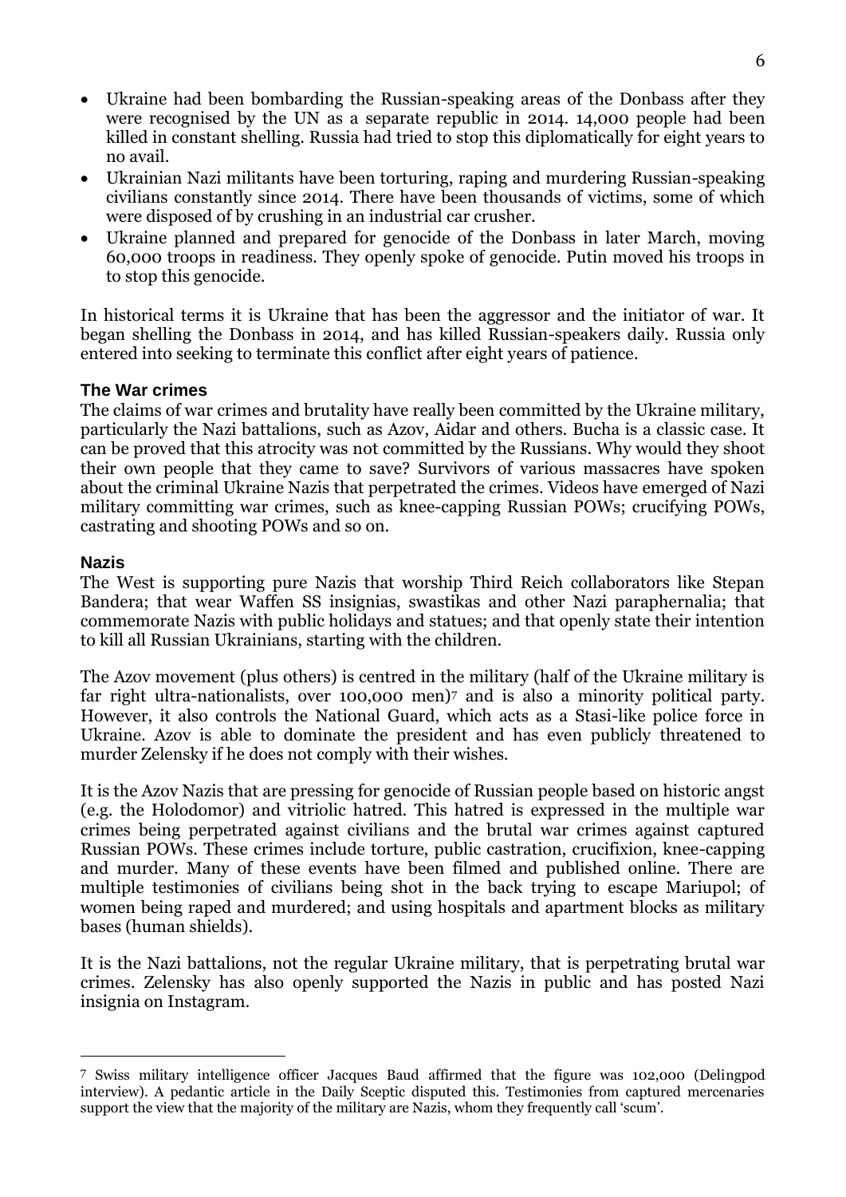- Ukraine had been bombarding the Russian-speaking areas of the Donbass after they were recognised by the UN as a separate republic in 2014. 14,000 people had been killed in constant shelling. Russia had tried to stop this diplomatically for eight years to no avail.
- Ukrainian Nazi militants have been torturing, raping and murdering Russian-speaking civilians constantly since 2014. There have been thousands of victims, some of which were disposed of by crushing in an industrial car crusher.
- Ukraine planned and prepared for genocide of the Donbass in later March, moving 60,000 troops in readiness. They openly spoke of genocide. Putin moved his troops in to stop this genocide.

In historical terms it is Ukraine that has been the aggressor and the initiator of war. It began shelling the Donbass in 2014, and has killed Russian-speakers daily. Russia only entered into seeking to terminate this conflict after eight years of patience.

### The War crimes

The claims of war crimes and brutality have really been committed by the Ukraine military, particularly the Nazi battalions, such as Azov, Aidar and others. Bucha is a classic case. It can be proved that this atrocity was not committed by the Russians. Why would they shoot their own people that they came to save? Survivors of various massacres have spoken about the criminal Ukraine Nazis that perpetrated the crimes. Videos have emerged of Nazi military committing war crimes, such as knee-capping Russian POWs; crucifying POWs, castrating and shooting POWs and so on.

### Nazis

The West is supporting pure Nazis that worship Third Reich collaborators like Stepan Bandera; that wear Waffen SS insignias, swastikas and other Nazi paraphernalia; that commemorate Nazis with public holidays and statues; and that openly state their intention to kill all Russian Ukrainians, starting with the children.

The Azov movement (plus others) is centred in the military (half of the Ukraine military is far right ultra-nationalists, over 100,000 men)[7] and is also a minority political party. However, it also controls the National Guard, which acts as a Stasi-like police force in Ukraine. Azov is able to dominate the president and has even publicly threatened to murder Zelensky if he does not comply with their wishes.

It is the Azov Nazis that are pressing for genocide of Russian people based on historic angst (e.g. the Holodomor) and vitriolic hatred. This hatred is expressed in the multiple war crimes being perpetrated against civilians and the brutal war crimes against captured Russian POWs. These crimes include torture, public castration, crucifixion, knee-capping and murder. Many of these events have been filmed and published online. There are multiple testimonies of civilians being shot in the back trying to escape Mariupol; of women being raped and murdered; and using hospitals and apartment blocks as military bases (human shields).

It is the Nazi battalions, not the regular Ukraine military, that is perpetrating brutal war crimes. Zelensky has also openly supported the Nazis in public and has posted Nazi insignia on Instagram.

---

[7] Swiss military intelligence officer Jacques Baud affirmed that the figure was 102,000 (Delingpod interview). A pedantic article in the Daily Sceptic disputed this. Testimonies from captured mercenaries support the view that the majority of the military are Nazis, whom they frequently call 'scum'.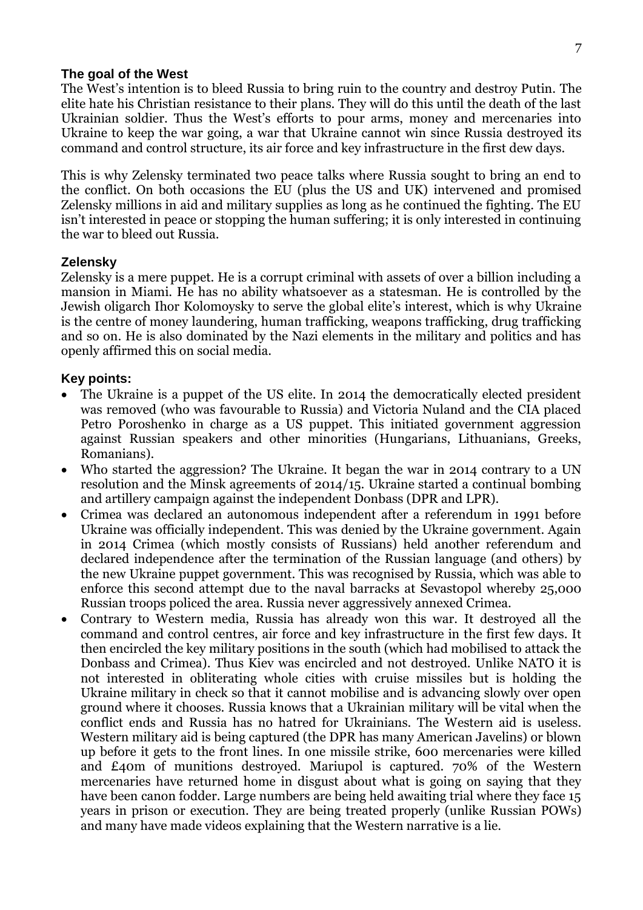### The goal of the West

The West's intention is to bleed Russia to bring ruin to the country and destroy Putin. The elite hate his Christian resistance to their plans. They will do this until the death of the last Ukrainian soldier. Thus the West's efforts to pour arms, money and mercenaries into Ukraine to keep the war going, a war that Ukraine cannot win since Russia destroyed its command and control structure, its air force and key infrastructure in the first dew days.

This is why Zelensky terminated two peace talks where Russia sought to bring an end to the conflict. On both occasions the EU (plus the US and UK) intervened and promised Zelensky millions in aid and military supplies as long as he continued the fighting. The EU isn't interested in peace or stopping the human suffering; it is only interested in continuing the war to bleed out Russia.

### Zelensky

Zelensky is a mere puppet. He is a corrupt criminal with assets of over a billion including a mansion in Miami. He has no ability whatsoever as a statesman. He is controlled by the Jewish oligarch Ihor Kolomoysky to serve the global elite's interest, which is why Ukraine is the centre of money laundering, human trafficking, weapons trafficking, drug trafficking and so on. He is also dominated by the Nazi elements in the military and politics and has openly affirmed this on social media.

### Key points:

- The Ukraine is a puppet of the US elite. In 2014 the democratically elected president was removed (who was favourable to Russia) and Victoria Nuland and the CIA placed Petro Poroshenko in charge as a US puppet. This initiated government aggression against Russian speakers and other minorities (Hungarians, Lithuanians, Greeks, Romanians).
- Who started the aggression? The Ukraine. It began the war in 2014 contrary to a UN resolution and the Minsk agreements of 2014/15. Ukraine started a continual bombing and artillery campaign against the independent Donbass (DPR and LPR).
- Crimea was declared an autonomous independent after a referendum in 1991 before Ukraine was officially independent. This was denied by the Ukraine government. Again in 2014 Crimea (which mostly consists of Russians) held another referendum and declared independence after the termination of the Russian language (and others) by the new Ukraine puppet government. This was recognised by Russia, which was able to enforce this second attempt due to the naval barracks at Sevastopol whereby 25,000 Russian troops policed the area. Russia never aggressively annexed Crimea.
- Contrary to Western media, Russia has already won this war. It destroyed all the command and control centres, air force and key infrastructure in the first few days. It then encircled the key military positions in the south (which had mobilised to attack the Donbass and Crimea). Thus Kiev was encircled and not destroyed. Unlike NATO it is not interested in obliterating whole cities with cruise missiles but is holding the Ukraine military in check so that it cannot mobilise and is advancing slowly over open ground where it chooses. Russia knows that a Ukrainian military will be vital when the conflict ends and Russia has no hatred for Ukrainians. The Western aid is useless. Western military aid is being captured (the DPR has many American Javelins) or blown up before it gets to the front lines. In one missile strike, 600 mercenaries were killed and £40m of munitions destroyed. Mariupol is captured. 70% of the Western mercenaries have returned home in disgust about what is going on saying that they have been canon fodder. Large numbers are being held awaiting trial where they face 15 years in prison or execution. They are being treated properly (unlike Russian POWs) and many have made videos explaining that the Western narrative is a lie.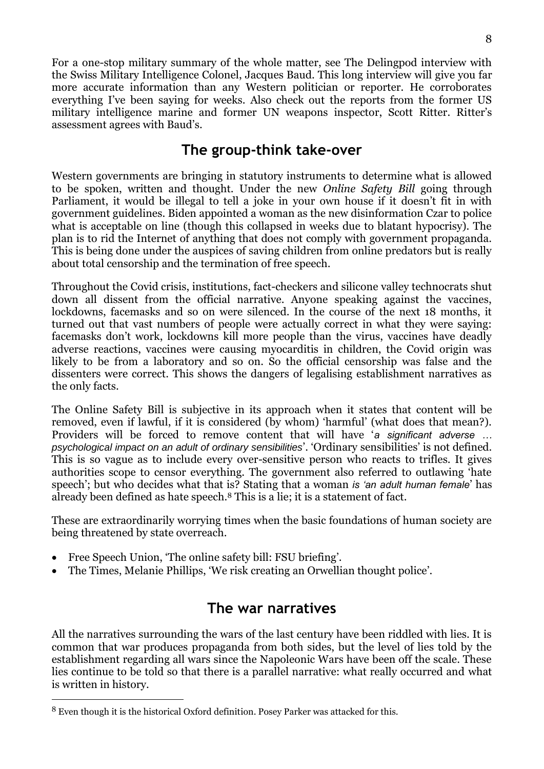For a one-stop military summary of the whole matter, see The Delingpod interview with the Swiss Military Intelligence Colonel, Jacques Baud. This long interview will give you far more accurate information than any Western politician or reporter. He corroborates everything I've been saying for weeks. Also check out the reports from the former US military intelligence marine and former UN weapons inspector, Scott Ritter. Ritter's assessment agrees with Baud's.

## The group-think take-over

Western governments are bringing in statutory instruments to determine what is allowed to be spoken, written and thought. Under the new *Online Safety Bill* going through Parliament, it would be illegal to tell a joke in your own house if it doesn't fit in with government guidelines. Biden appointed a woman as the new disinformation Czar to police what is acceptable on line (though this collapsed in weeks due to blatant hypocrisy). The plan is to rid the Internet of anything that does not comply with government propaganda. This is being done under the auspices of saving children from online predators but is really about total censorship and the termination of free speech.

Throughout the Covid crisis, institutions, fact-checkers and silicone valley technocrats shut down all dissent from the official narrative. Anyone speaking against the vaccines, lockdowns, facemasks and so on were silenced. In the course of the next 18 months, it turned out that vast numbers of people were actually correct in what they were saying: facemasks don't work, lockdowns kill more people than the virus, vaccines have deadly adverse reactions, vaccines were causing myocarditis in children, the Covid origin was likely to be from a laboratory and so on. So the official censorship was false and the dissenters were correct. This shows the dangers of legalising establishment narratives as the only facts.

The Online Safety Bill is subjective in its approach when it states that content will be removed, even if lawful, if it is considered (by whom) 'harmful' (what does that mean?). Providers will be forced to remove content that will have '*a significant adverse … psychological impact on an adult of ordinary sensibilities*'. 'Ordinary sensibilities' is not defined. This is so vague as to include every over-sensitive person who reacts to trifles. It gives authorities scope to censor everything. The government also referred to outlawing 'hate speech'; but who decides what that is? Stating that a woman *is 'an adult human female*' has already been defined as hate speech.[8] This is a lie; it is a statement of fact.

These are extraordinarily worrying times when the basic foundations of human society are being threatened by state overreach.

- Free Speech Union, 'The online safety bill: FSU briefing'.
- The Times, Melanie Phillips, 'We risk creating an Orwellian thought police'.

## The war narratives

All the narratives surrounding the wars of the last century have been riddled with lies. It is common that war produces propaganda from both sides, but the level of lies told by the establishment regarding all wars since the Napoleonic Wars have been off the scale. These lies continue to be told so that there is a parallel narrative: what really occurred and what is written in history.

---

[8] Even though it is the historical Oxford definition. Posey Parker was attacked for this.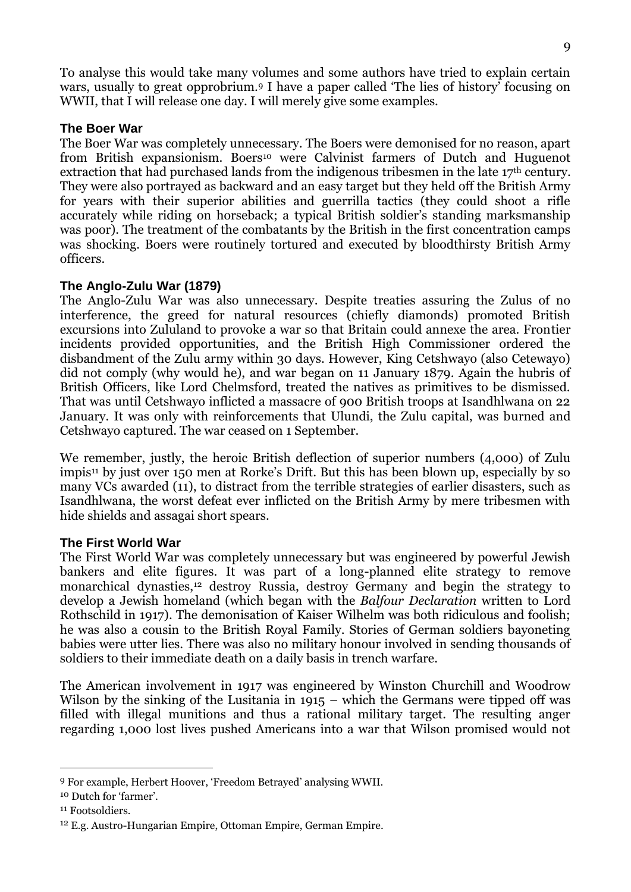To analyse this would take many volumes and some authors have tried to explain certain wars, usually to great opprobrium.[9] I have a paper called 'The lies of history' focusing on WWII, that I will release one day. I will merely give some examples.

### The Boer War

The Boer War was completely unnecessary. The Boers were demonised for no reason, apart from British expansionism. Boers[10] were Calvinist farmers of Dutch and Huguenot extraction that had purchased lands from the indigenous tribesmen in the late 17th century. They were also portrayed as backward and an easy target but they held off the British Army for years with their superior abilities and guerrilla tactics (they could shoot a rifle accurately while riding on horseback; a typical British soldier's standing marksmanship was poor). The treatment of the combatants by the British in the first concentration camps was shocking. Boers were routinely tortured and executed by bloodthirsty British Army officers.

### The Anglo-Zulu War (1879)

The Anglo-Zulu War was also unnecessary. Despite treaties assuring the Zulus of no interference, the greed for natural resources (chiefly diamonds) promoted British excursions into Zululand to provoke a war so that Britain could annexe the area. Frontier incidents provided opportunities, and the British High Commissioner ordered the disbandment of the Zulu army within 30 days. However, King Cetshwayo (also Cetewayo) did not comply (why would he), and war began on 11 January 1879. Again the hubris of British Officers, like Lord Chelmsford, treated the natives as primitives to be dismissed. That was until Cetshwayo inflicted a massacre of 900 British troops at Isandhlwana on 22 January. It was only with reinforcements that Ulundi, the Zulu capital, was burned and Cetshwayo captured. The war ceased on 1 September.

We remember, justly, the heroic British deflection of superior numbers (4,000) of Zulu impis[11] by just over 150 men at Rorke's Drift. But this has been blown up, especially by so many VCs awarded (11), to distract from the terrible strategies of earlier disasters, such as Isandhlwana, the worst defeat ever inflicted on the British Army by mere tribesmen with hide shields and assagai short spears.

### The First World War

The First World War was completely unnecessary but was engineered by powerful Jewish bankers and elite figures. It was part of a long-planned elite strategy to remove monarchical dynasties,[12] destroy Russia, destroy Germany and begin the strategy to develop a Jewish homeland (which began with the *Balfour Declaration* written to Lord Rothschild in 1917). The demonisation of Kaiser Wilhelm was both ridiculous and foolish; he was also a cousin to the British Royal Family. Stories of German soldiers bayoneting babies were utter lies. There was also no military honour involved in sending thousands of soldiers to their immediate death on a daily basis in trench warfare.

The American involvement in 1917 was engineered by Winston Churchill and Woodrow Wilson by the sinking of the Lusitania in 1915 – which the Germans were tipped off was filled with illegal munitions and thus a rational military target. The resulting anger regarding 1,000 lost lives pushed Americans into a war that Wilson promised would not

---

[9] For example, Herbert Hoover, 'Freedom Betrayed' analysing WWII.

[10] Dutch for 'farmer'.

[11] Footsoldiers.

[12] E.g. Austro-Hungarian Empire, Ottoman Empire, German Empire.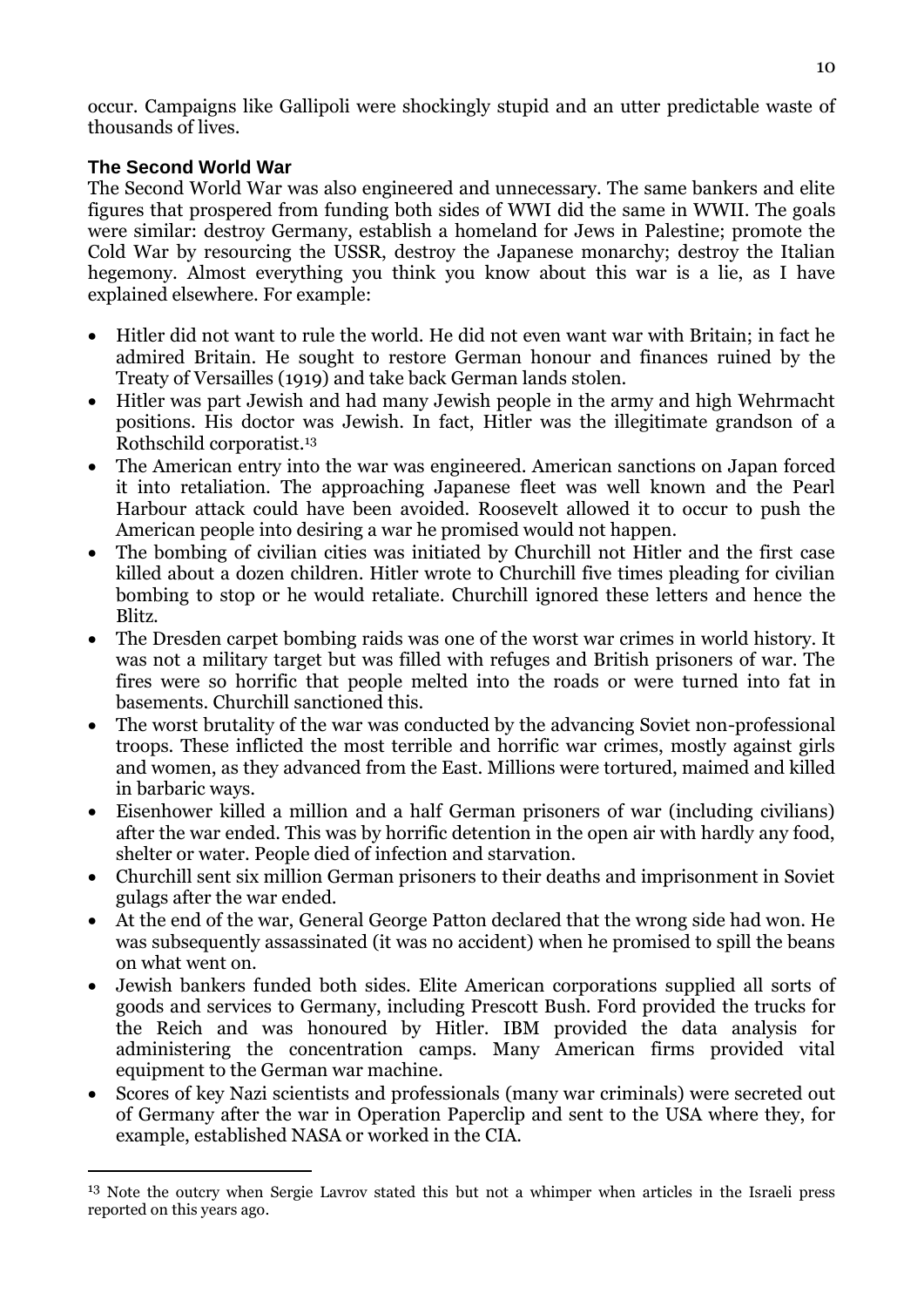occur. Campaigns like Gallipoli were shockingly stupid and an utter predictable waste of thousands of lives.

### The Second World War

The Second World War was also engineered and unnecessary. The same bankers and elite figures that prospered from funding both sides of WWI did the same in WWII. The goals were similar: destroy Germany, establish a homeland for Jews in Palestine; promote the Cold War by resourcing the USSR, destroy the Japanese monarchy; destroy the Italian hegemony. Almost everything you think you know about this war is a lie, as I have explained elsewhere. For example:

- Hitler did not want to rule the world. He did not even want war with Britain; in fact he admired Britain. He sought to restore German honour and finances ruined by the Treaty of Versailles (1919) and take back German lands stolen.
- Hitler was part Jewish and had many Jewish people in the army and high Wehrmacht positions. His doctor was Jewish. In fact, Hitler was the illegitimate grandson of a Rothschild corporatist.[13]
- The American entry into the war was engineered. American sanctions on Japan forced it into retaliation. The approaching Japanese fleet was well known and the Pearl Harbour attack could have been avoided. Roosevelt allowed it to occur to push the American people into desiring a war he promised would not happen.
- The bombing of civilian cities was initiated by Churchill not Hitler and the first case killed about a dozen children. Hitler wrote to Churchill five times pleading for civilian bombing to stop or he would retaliate. Churchill ignored these letters and hence the Blitz.
- The Dresden carpet bombing raids was one of the worst war crimes in world history. It was not a military target but was filled with refuges and British prisoners of war. The fires were so horrific that people melted into the roads or were turned into fat in basements. Churchill sanctioned this.
- The worst brutality of the war was conducted by the advancing Soviet non-professional troops. These inflicted the most terrible and horrific war crimes, mostly against girls and women, as they advanced from the East. Millions were tortured, maimed and killed in barbaric ways.
- Eisenhower killed a million and a half German prisoners of war (including civilians) after the war ended. This was by horrific detention in the open air with hardly any food, shelter or water. People died of infection and starvation.
- Churchill sent six million German prisoners to their deaths and imprisonment in Soviet gulags after the war ended.
- At the end of the war, General George Patton declared that the wrong side had won. He was subsequently assassinated (it was no accident) when he promised to spill the beans on what went on.
- Jewish bankers funded both sides. Elite American corporations supplied all sorts of goods and services to Germany, including Prescott Bush. Ford provided the trucks for the Reich and was honoured by Hitler. IBM provided the data analysis for administering the concentration camps. Many American firms provided vital equipment to the German war machine.
- Scores of key Nazi scientists and professionals (many war criminals) were secreted out of Germany after the war in Operation Paperclip and sent to the USA where they, for example, established NASA or worked in the CIA.

[13] Note the outcry when Sergie Lavrov stated this but not a whimper when articles in the Israeli press reported on this years ago.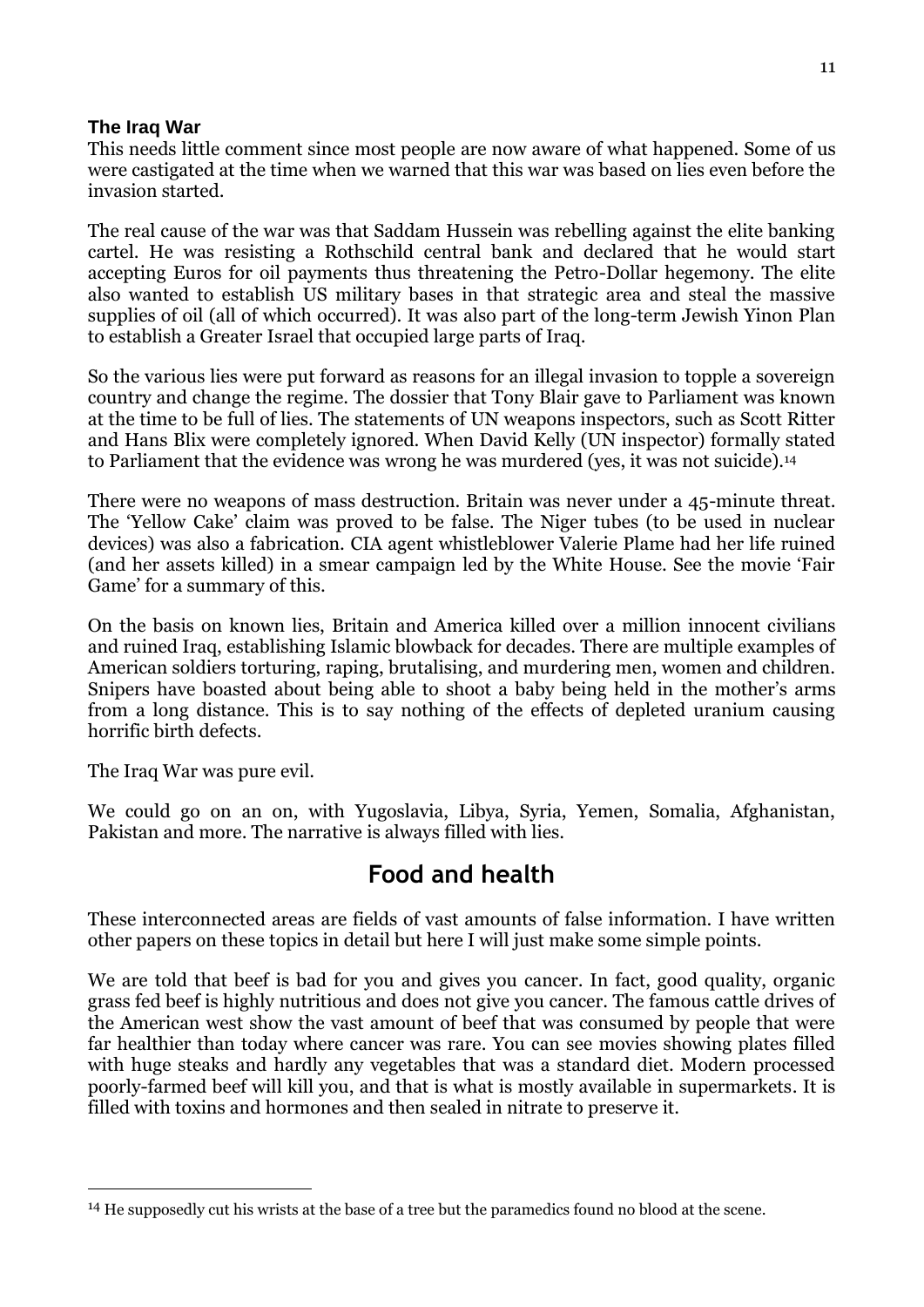### The Iraq War

This needs little comment since most people are now aware of what happened. Some of us were castigated at the time when we warned that this war was based on lies even before the invasion started.

The real cause of the war was that Saddam Hussein was rebelling against the elite banking cartel. He was resisting a Rothschild central bank and declared that he would start accepting Euros for oil payments thus threatening the Petro-Dollar hegemony. The elite also wanted to establish US military bases in that strategic area and steal the massive supplies of oil (all of which occurred). It was also part of the long-term Jewish Yinon Plan to establish a Greater Israel that occupied large parts of Iraq.

So the various lies were put forward as reasons for an illegal invasion to topple a sovereign country and change the regime. The dossier that Tony Blair gave to Parliament was known at the time to be full of lies. The statements of UN weapons inspectors, such as Scott Ritter and Hans Blix were completely ignored. When David Kelly (UN inspector) formally stated to Parliament that the evidence was wrong he was murdered (yes, it was not suicide).[14]

There were no weapons of mass destruction. Britain was never under a 45-minute threat. The 'Yellow Cake' claim was proved to be false. The Niger tubes (to be used in nuclear devices) was also a fabrication. CIA agent whistleblower Valerie Plame had her life ruined (and her assets killed) in a smear campaign led by the White House. See the movie 'Fair Game' for a summary of this.

On the basis on known lies, Britain and America killed over a million innocent civilians and ruined Iraq, establishing Islamic blowback for decades. There are multiple examples of American soldiers torturing, raping, brutalising, and murdering men, women and children. Snipers have boasted about being able to shoot a baby being held in the mother's arms from a long distance. This is to say nothing of the effects of depleted uranium causing horrific birth defects.

The Iraq War was pure evil.

We could go on an on, with Yugoslavia, Libya, Syria, Yemen, Somalia, Afghanistan, Pakistan and more. The narrative is always filled with lies.

## Food and health

These interconnected areas are fields of vast amounts of false information. I have written other papers on these topics in detail but here I will just make some simple points.

We are told that beef is bad for you and gives you cancer. In fact, good quality, organic grass fed beef is highly nutritious and does not give you cancer. The famous cattle drives of the American west show the vast amount of beef that was consumed by people that were far healthier than today where cancer was rare. You can see movies showing plates filled with huge steaks and hardly any vegetables that was a standard diet. Modern processed poorly-farmed beef will kill you, and that is what is mostly available in supermarkets. It is filled with toxins and hormones and then sealed in nitrate to preserve it.

---

[14] He supposedly cut his wrists at the base of a tree but the paramedics found no blood at the scene.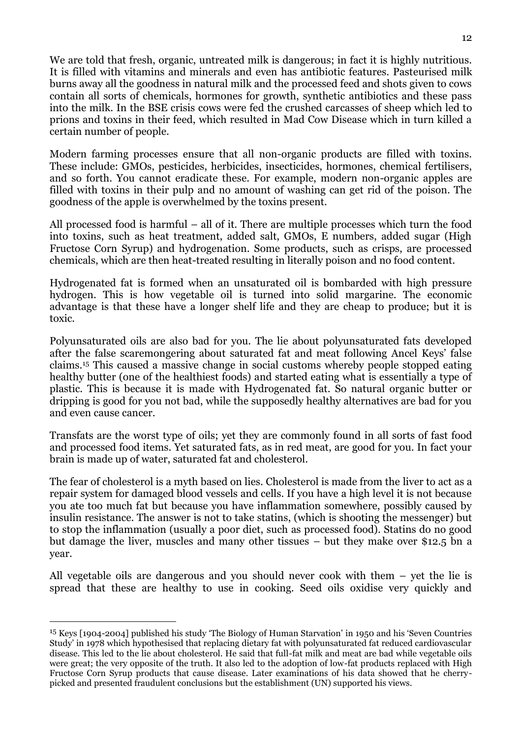We are told that fresh, organic, untreated milk is dangerous; in fact it is highly nutritious. It is filled with vitamins and minerals and even has antibiotic features. Pasteurised milk burns away all the goodness in natural milk and the processed feed and shots given to cows contain all sorts of chemicals, hormones for growth, synthetic antibiotics and these pass into the milk. In the BSE crisis cows were fed the crushed carcasses of sheep which led to prions and toxins in their feed, which resulted in Mad Cow Disease which in turn killed a certain number of people.

Modern farming processes ensure that all non-organic products are filled with toxins. These include: GMOs, pesticides, herbicides, insecticides, hormones, chemical fertilisers, and so forth. You cannot eradicate these. For example, modern non-organic apples are filled with toxins in their pulp and no amount of washing can get rid of the poison. The goodness of the apple is overwhelmed by the toxins present.

All processed food is harmful – all of it. There are multiple processes which turn the food into toxins, such as heat treatment, added salt, GMOs, E numbers, added sugar (High Fructose Corn Syrup) and hydrogenation. Some products, such as crisps, are processed chemicals, which are then heat-treated resulting in literally poison and no food content.

Hydrogenated fat is formed when an unsaturated oil is bombarded with high pressure hydrogen. This is how vegetable oil is turned into solid margarine. The economic advantage is that these have a longer shelf life and they are cheap to produce; but it is toxic.

Polyunsaturated oils are also bad for you. The lie about polyunsaturated fats developed after the false scaremongering about saturated fat and meat following Ancel Keys' false claims.[15] This caused a massive change in social customs whereby people stopped eating healthy butter (one of the healthiest foods) and started eating what is essentially a type of plastic. This is because it is made with Hydrogenated fat. So natural organic butter or dripping is good for you not bad, while the supposedly healthy alternatives are bad for you and even cause cancer.

Transfats are the worst type of oils; yet they are commonly found in all sorts of fast food and processed food items. Yet saturated fats, as in red meat, are good for you. In fact your brain is made up of water, saturated fat and cholesterol.

The fear of cholesterol is a myth based on lies. Cholesterol is made from the liver to act as a repair system for damaged blood vessels and cells. If you have a high level it is not because you ate too much fat but because you have inflammation somewhere, possibly caused by insulin resistance. The answer is not to take statins, (which is shooting the messenger) but to stop the inflammation (usually a poor diet, such as processed food). Statins do no good but damage the liver, muscles and many other tissues – but they make over $12.5 bn a year.

All vegetable oils are dangerous and you should never cook with them – yet the lie is spread that these are healthy to use in cooking. Seed oils oxidise very quickly and

---

[15] Keys [1904-2004] published his study 'The Biology of Human Starvation' in 1950 and his 'Seven Countries Study' in 1978 which hypothesised that replacing dietary fat with polyunsaturated fat reduced cardiovascular disease. This led to the lie about cholesterol. He said that full-fat milk and meat are bad while vegetable oils were great; the very opposite of the truth. It also led to the adoption of low-fat products replaced with High Fructose Corn Syrup products that cause disease. Later examinations of his data showed that he cherry-picked and presented fraudulent conclusions but the establishment (UN) supported his views.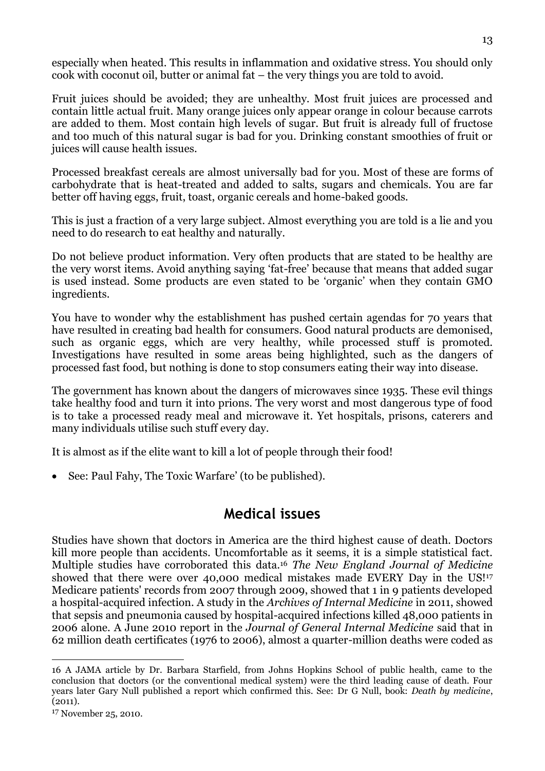especially when heated. This results in inflammation and oxidative stress. You should only cook with coconut oil, butter or animal fat – the very things you are told to avoid.

Fruit juices should be avoided; they are unhealthy. Most fruit juices are processed and contain little actual fruit. Many orange juices only appear orange in colour because carrots are added to them. Most contain high levels of sugar. But fruit is already full of fructose and too much of this natural sugar is bad for you. Drinking constant smoothies of fruit or juices will cause health issues.

Processed breakfast cereals are almost universally bad for you. Most of these are forms of carbohydrate that is heat-treated and added to salts, sugars and chemicals. You are far better off having eggs, fruit, toast, organic cereals and home-baked goods.

This is just a fraction of a very large subject. Almost everything you are told is a lie and you need to do research to eat healthy and naturally.

Do not believe product information. Very often products that are stated to be healthy are the very worst items. Avoid anything saying 'fat-free' because that means that added sugar is used instead. Some products are even stated to be 'organic' when they contain GMO ingredients.

You have to wonder why the establishment has pushed certain agendas for 70 years that have resulted in creating bad health for consumers. Good natural products are demonised, such as organic eggs, which are very healthy, while processed stuff is promoted. Investigations have resulted in some areas being highlighted, such as the dangers of processed fast food, but nothing is done to stop consumers eating their way into disease.

The government has known about the dangers of microwaves since 1935. These evil things take healthy food and turn it into prions. The very worst and most dangerous type of food is to take a processed ready meal and microwave it. Yet hospitals, prisons, caterers and many individuals utilise such stuff every day.

It is almost as if the elite want to kill a lot of people through their food!

- See: Paul Fahy, The Toxic Warfare' (to be published).

## Medical issues

Studies have shown that doctors in America are the third highest cause of death. Doctors kill more people than accidents. Uncomfortable as it seems, it is a simple statistical fact. Multiple studies have corroborated this data.[16] *The New England Journal of Medicine* showed that there were over 40,000 medical mistakes made EVERY Day in the US![17] Medicare patients' records from 2007 through 2009, showed that 1 in 9 patients developed a hospital-acquired infection. A study in the *Archives of Internal Medicine* in 2011, showed that sepsis and pneumonia caused by hospital-acquired infections killed 48,000 patients in 2006 alone. A June 2010 report in the *Journal of General Internal Medicine* said that in 62 million death certificates (1976 to 2006), almost a quarter-million deaths were coded as

---

16 A JAMA article by Dr. Barbara Starfield, from Johns Hopkins School of public health, came to the conclusion that doctors (or the conventional medical system) were the third leading cause of death. Four years later Gary Null published a report which confirmed this. See: Dr G Null, book: *Death by medicine*, (2011).

17 November 25, 2010.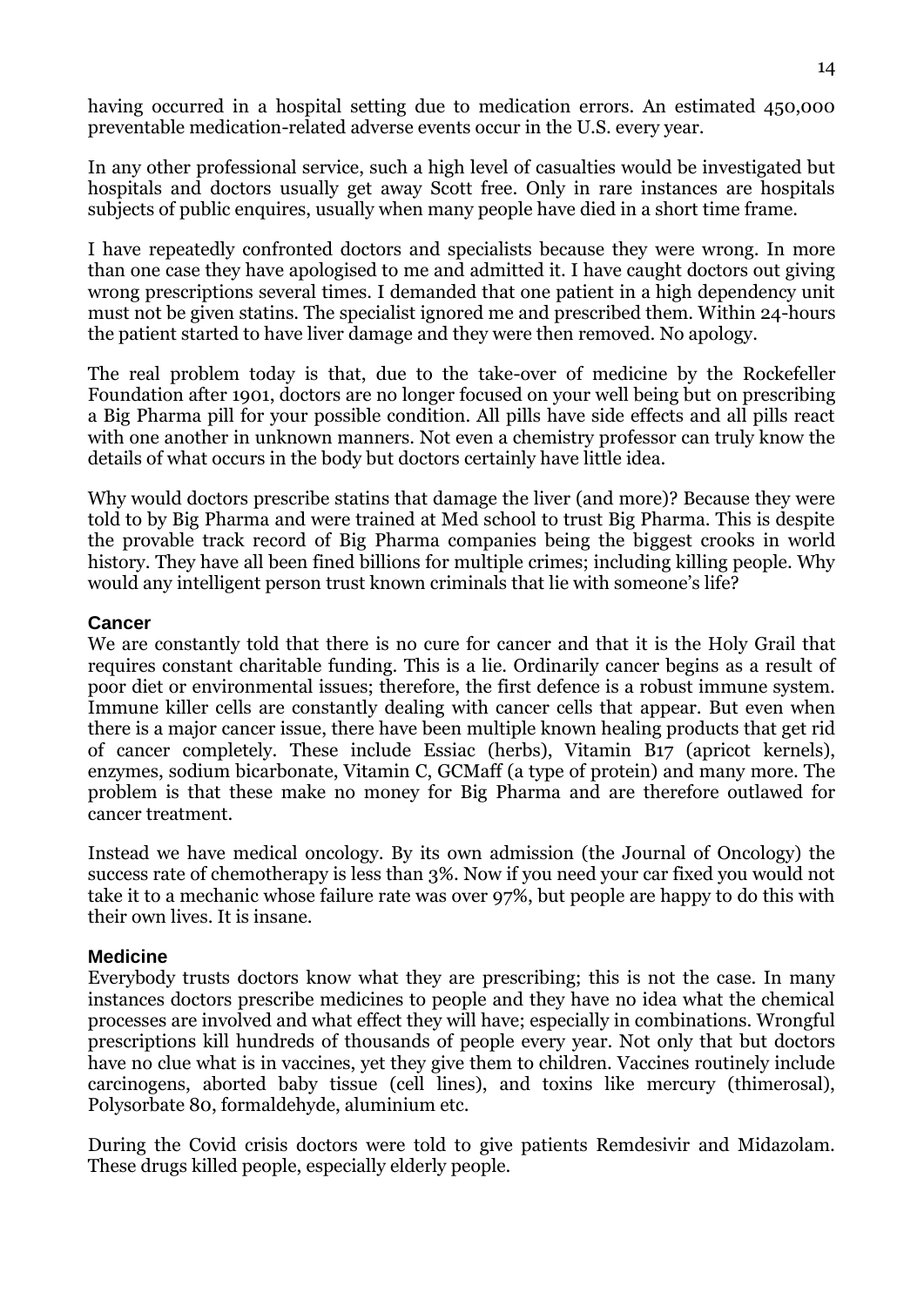having occurred in a hospital setting due to medication errors. An estimated 450,000 preventable medication-related adverse events occur in the U.S. every year.

In any other professional service, such a high level of casualties would be investigated but hospitals and doctors usually get away Scott free. Only in rare instances are hospitals subjects of public enquires, usually when many people have died in a short time frame.

I have repeatedly confronted doctors and specialists because they were wrong. In more than one case they have apologised to me and admitted it. I have caught doctors out giving wrong prescriptions several times. I demanded that one patient in a high dependency unit must not be given statins. The specialist ignored me and prescribed them. Within 24-hours the patient started to have liver damage and they were then removed. No apology.

The real problem today is that, due to the take-over of medicine by the Rockefeller Foundation after 1901, doctors are no longer focused on your well being but on prescribing a Big Pharma pill for your possible condition. All pills have side effects and all pills react with one another in unknown manners. Not even a chemistry professor can truly know the details of what occurs in the body but doctors certainly have little idea.

Why would doctors prescribe statins that damage the liver (and more)? Because they were told to by Big Pharma and were trained at Med school to trust Big Pharma. This is despite the provable track record of Big Pharma companies being the biggest crooks in world history. They have all been fined billions for multiple crimes; including killing people. Why would any intelligent person trust known criminals that lie with someone's life?

### Cancer

We are constantly told that there is no cure for cancer and that it is the Holy Grail that requires constant charitable funding. This is a lie. Ordinarily cancer begins as a result of poor diet or environmental issues; therefore, the first defence is a robust immune system. Immune killer cells are constantly dealing with cancer cells that appear. But even when there is a major cancer issue, there have been multiple known healing products that get rid of cancer completely. These include Essiac (herbs), Vitamin B17 (apricot kernels), enzymes, sodium bicarbonate, Vitamin C, GCMaff (a type of protein) and many more. The problem is that these make no money for Big Pharma and are therefore outlawed for cancer treatment.

Instead we have medical oncology. By its own admission (the Journal of Oncology) the success rate of chemotherapy is less than 3%. Now if you need your car fixed you would not take it to a mechanic whose failure rate was over 97%, but people are happy to do this with their own lives. It is insane.

### Medicine

Everybody trusts doctors know what they are prescribing; this is not the case. In many instances doctors prescribe medicines to people and they have no idea what the chemical processes are involved and what effect they will have; especially in combinations. Wrongful prescriptions kill hundreds of thousands of people every year. Not only that but doctors have no clue what is in vaccines, yet they give them to children. Vaccines routinely include carcinogens, aborted baby tissue (cell lines), and toxins like mercury (thimerosal), Polysorbate 80, formaldehyde, aluminium etc.

During the Covid crisis doctors were told to give patients Remdesivir and Midazolam. These drugs killed people, especially elderly people.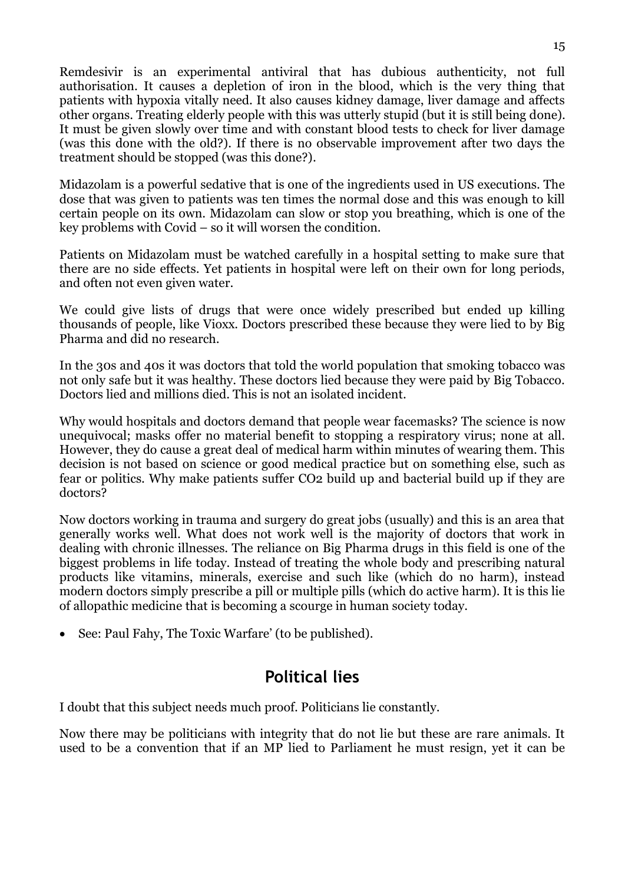Remdesivir is an experimental antiviral that has dubious authenticity, not full authorisation. It causes a depletion of iron in the blood, which is the very thing that patients with hypoxia vitally need. It also causes kidney damage, liver damage and affects other organs. Treating elderly people with this was utterly stupid (but it is still being done). It must be given slowly over time and with constant blood tests to check for liver damage (was this done with the old?). If there is no observable improvement after two days the treatment should be stopped (was this done?).

Midazolam is a powerful sedative that is one of the ingredients used in US executions. The dose that was given to patients was ten times the normal dose and this was enough to kill certain people on its own. Midazolam can slow or stop you breathing, which is one of the key problems with Covid – so it will worsen the condition.

Patients on Midazolam must be watched carefully in a hospital setting to make sure that there are no side effects. Yet patients in hospital were left on their own for long periods, and often not even given water.

We could give lists of drugs that were once widely prescribed but ended up killing thousands of people, like Vioxx. Doctors prescribed these because they were lied to by Big Pharma and did no research.

In the 30s and 40s it was doctors that told the world population that smoking tobacco was not only safe but it was healthy. These doctors lied because they were paid by Big Tobacco. Doctors lied and millions died. This is not an isolated incident.

Why would hospitals and doctors demand that people wear facemasks? The science is now unequivocal; masks offer no material benefit to stopping a respiratory virus; none at all. However, they do cause a great deal of medical harm within minutes of wearing them. This decision is not based on science or good medical practice but on something else, such as fear or politics. Why make patients suffer $CO_2$ build up and bacterial build up if they are doctors?

Now doctors working in trauma and surgery do great jobs (usually) and this is an area that generally works well. What does not work well is the majority of doctors that work in dealing with chronic illnesses. The reliance on Big Pharma drugs in this field is one of the biggest problems in life today. Instead of treating the whole body and prescribing natural products like vitamins, minerals, exercise and such like (which do no harm), instead modern doctors simply prescribe a pill or multiple pills (which do active harm). It is this lie of allopathic medicine that is becoming a scourge in human society today.

- See: Paul Fahy, The Toxic Warfare' (to be published).

## Political lies

I doubt that this subject needs much proof. Politicians lie constantly.

Now there may be politicians with integrity that do not lie but these are rare animals. It used to be a convention that if an MP lied to Parliament he must resign, yet it can be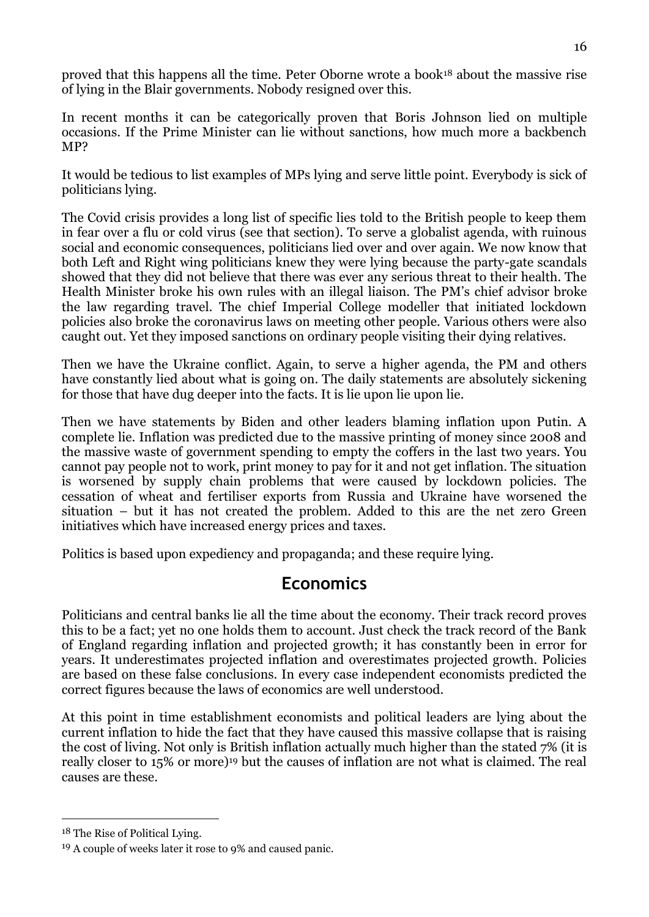proved that this happens all the time. Peter Oborne wrote a book[18] about the massive rise of lying in the Blair governments. Nobody resigned over this.

In recent months it can be categorically proven that Boris Johnson lied on multiple occasions. If the Prime Minister can lie without sanctions, how much more a backbench MP?

It would be tedious to list examples of MPs lying and serve little point. Everybody is sick of politicians lying.

The Covid crisis provides a long list of specific lies told to the British people to keep them in fear over a flu or cold virus (see that section). To serve a globalist agenda, with ruinous social and economic consequences, politicians lied over and over again. We now know that both Left and Right wing politicians knew they were lying because the party-gate scandals showed that they did not believe that there was ever any serious threat to their health. The Health Minister broke his own rules with an illegal liaison. The PM's chief advisor broke the law regarding travel. The chief Imperial College modeller that initiated lockdown policies also broke the coronavirus laws on meeting other people. Various others were also caught out. Yet they imposed sanctions on ordinary people visiting their dying relatives.

Then we have the Ukraine conflict. Again, to serve a higher agenda, the PM and others have constantly lied about what is going on. The daily statements are absolutely sickening for those that have dug deeper into the facts. It is lie upon lie upon lie.

Then we have statements by Biden and other leaders blaming inflation upon Putin. A complete lie. Inflation was predicted due to the massive printing of money since 2008 and the massive waste of government spending to empty the coffers in the last two years. You cannot pay people not to work, print money to pay for it and not get inflation. The situation is worsened by supply chain problems that were caused by lockdown policies. The cessation of wheat and fertiliser exports from Russia and Ukraine have worsened the situation – but it has not created the problem. Added to this are the net zero Green initiatives which have increased energy prices and taxes.

Politics is based upon expediency and propaganda; and these require lying.

## Economics

Politicians and central banks lie all the time about the economy. Their track record proves this to be a fact; yet no one holds them to account. Just check the track record of the Bank of England regarding inflation and projected growth; it has constantly been in error for years. It underestimates projected inflation and overestimates projected growth. Policies are based on these false conclusions. In every case independent economists predicted the correct figures because the laws of economics are well understood.

At this point in time establishment economists and political leaders are lying about the current inflation to hide the fact that they have caused this massive collapse that is raising the cost of living. Not only is British inflation actually much higher than the stated 7% (it is really closer to 15% or more)[19] but the causes of inflation are not what is claimed. The real causes are these.

---

[18] The Rise of Political Lying.

[19] A couple of weeks later it rose to 9% and caused panic.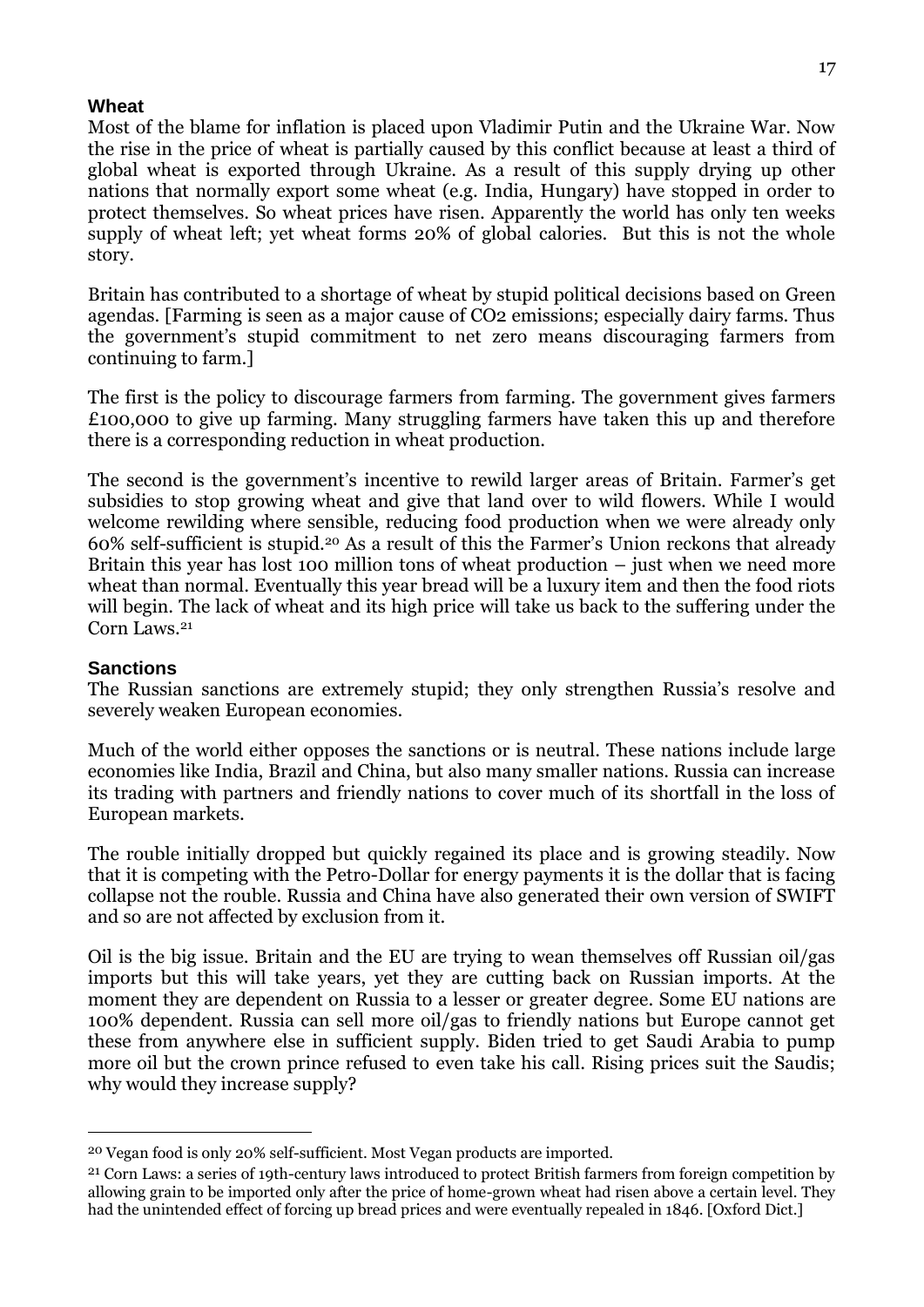### Wheat

Most of the blame for inflation is placed upon Vladimir Putin and the Ukraine War. Now the rise in the price of wheat is partially caused by this conflict because at least a third of global wheat is exported through Ukraine. As a result of this supply drying up other nations that normally export some wheat (e.g. India, Hungary) have stopped in order to protect themselves. So wheat prices have risen. Apparently the world has only ten weeks supply of wheat left; yet wheat forms 20% of global calories. But this is not the whole story.

Britain has contributed to a shortage of wheat by stupid political decisions based on Green agendas. [Farming is seen as a major cause of $CO_2$ emissions; especially dairy farms. Thus the government's stupid commitment to net zero means discouraging farmers from continuing to farm.]

The first is the policy to discourage farmers from farming. The government gives farmers £100,000 to give up farming. Many struggling farmers have taken this up and therefore there is a corresponding reduction in wheat production.

The second is the government's incentive to rewild larger areas of Britain. Farmer's get subsidies to stop growing wheat and give that land over to wild flowers. While I would welcome rewilding where sensible, reducing food production when we were already only 60% self-sufficient is stupid.[20] As a result of this the Farmer's Union reckons that already Britain this year has lost 100 million tons of wheat production – just when we need more wheat than normal. Eventually this year bread will be a luxury item and then the food riots will begin. The lack of wheat and its high price will take us back to the suffering under the Corn Laws.[21]

### Sanctions

The Russian sanctions are extremely stupid; they only strengthen Russia's resolve and severely weaken European economies.

Much of the world either opposes the sanctions or is neutral. These nations include large economies like India, Brazil and China, but also many smaller nations. Russia can increase its trading with partners and friendly nations to cover much of its shortfall in the loss of European markets.

The rouble initially dropped but quickly regained its place and is growing steadily. Now that it is competing with the Petro-Dollar for energy payments it is the dollar that is facing collapse not the rouble. Russia and China have also generated their own version of SWIFT and so are not affected by exclusion from it.

Oil is the big issue. Britain and the EU are trying to wean themselves off Russian oil/gas imports but this will take years, yet they are cutting back on Russian imports. At the moment they are dependent on Russia to a lesser or greater degree. Some EU nations are 100% dependent. Russia can sell more oil/gas to friendly nations but Europe cannot get these from anywhere else in sufficient supply. Biden tried to get Saudi Arabia to pump more oil but the crown prince refused to even take his call. Rising prices suit the Saudis; why would they increase supply?

---

[20] Vegan food is only 20% self-sufficient. Most Vegan products are imported.

[21] Corn Laws: a series of 19th-century laws introduced to protect British farmers from foreign competition by allowing grain to be imported only after the price of home-grown wheat had risen above a certain level. They had the unintended effect of forcing up bread prices and were eventually repealed in 1846. [Oxford Dict.]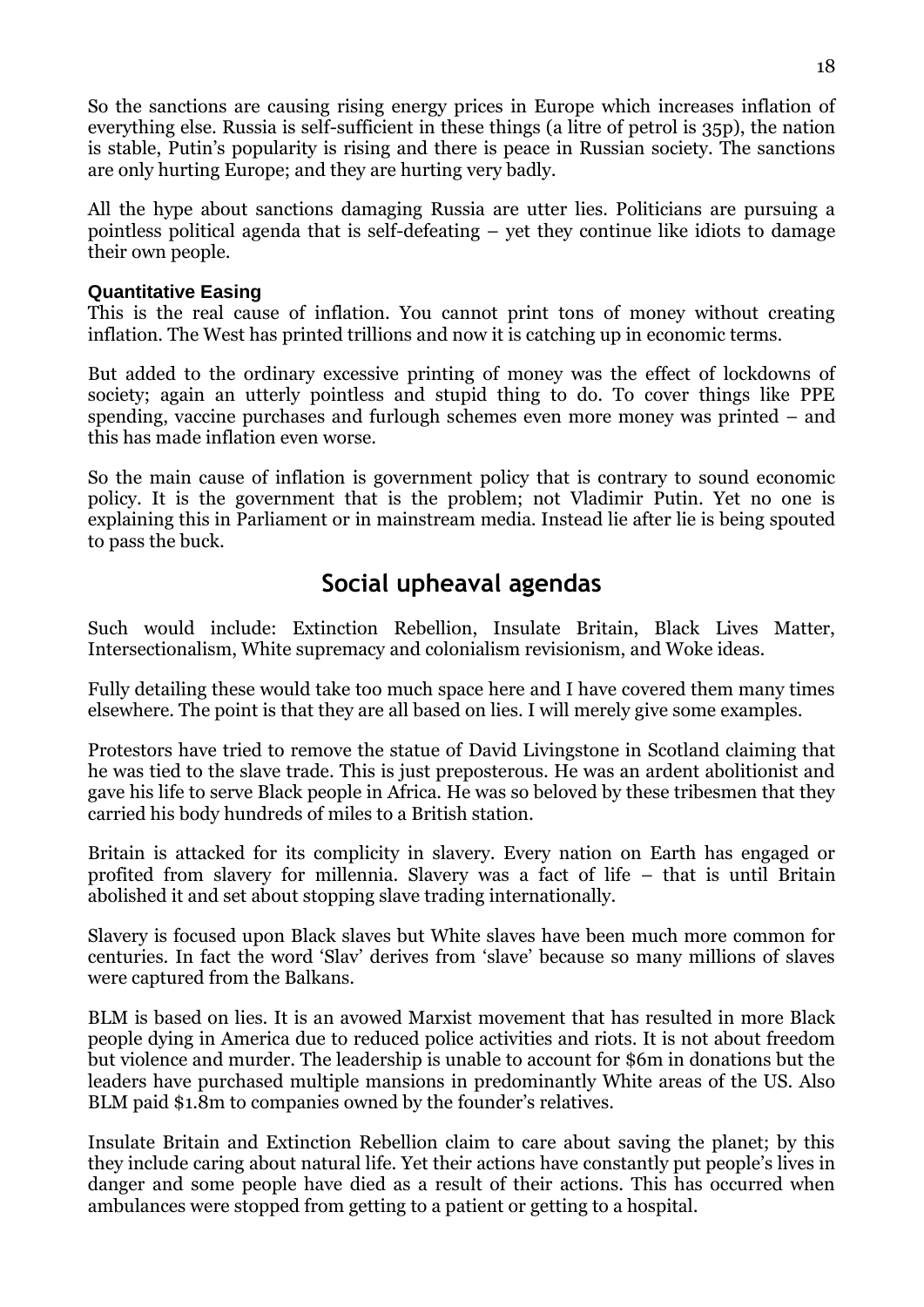So the sanctions are causing rising energy prices in Europe which increases inflation of everything else. Russia is self-sufficient in these things (a litre of petrol is 35p), the nation is stable, Putin's popularity is rising and there is peace in Russian society. The sanctions are only hurting Europe; and they are hurting very badly.

All the hype about sanctions damaging Russia are utter lies. Politicians are pursuing a pointless political agenda that is self-defeating – yet they continue like idiots to damage their own people.

### Quantitative Easing

This is the real cause of inflation. You cannot print tons of money without creating inflation. The West has printed trillions and now it is catching up in economic terms.

But added to the ordinary excessive printing of money was the effect of lockdowns of society; again an utterly pointless and stupid thing to do. To cover things like PPE spending, vaccine purchases and furlough schemes even more money was printed – and this has made inflation even worse.

So the main cause of inflation is government policy that is contrary to sound economic policy. It is the government that is the problem; not Vladimir Putin. Yet no one is explaining this in Parliament or in mainstream media. Instead lie after lie is being spouted to pass the buck.

## Social upheaval agendas

Such would include: Extinction Rebellion, Insulate Britain, Black Lives Matter, Intersectionalism, White supremacy and colonialism revisionism, and Woke ideas.

Fully detailing these would take too much space here and I have covered them many times elsewhere. The point is that they are all based on lies. I will merely give some examples.

Protestors have tried to remove the statue of David Livingstone in Scotland claiming that he was tied to the slave trade. This is just preposterous. He was an ardent abolitionist and gave his life to serve Black people in Africa. He was so beloved by these tribesmen that they carried his body hundreds of miles to a British station.

Britain is attacked for its complicity in slavery. Every nation on Earth has engaged or profited from slavery for millennia. Slavery was a fact of life – that is until Britain abolished it and set about stopping slave trading internationally.

Slavery is focused upon Black slaves but White slaves have been much more common for centuries. In fact the word 'Slav' derives from 'slave' because so many millions of slaves were captured from the Balkans.

BLM is based on lies. It is an avowed Marxist movement that has resulted in more Black people dying in America due to reduced police activities and riots. It is not about freedom but violence and murder. The leadership is unable to account for $6m in donations but the leaders have purchased multiple mansions in predominantly White areas of the US. Also BLM paid $1.8m to companies owned by the founder's relatives.

Insulate Britain and Extinction Rebellion claim to care about saving the planet; by this they include caring about natural life. Yet their actions have constantly put people's lives in danger and some people have died as a result of their actions. This has occurred when ambulances were stopped from getting to a patient or getting to a hospital.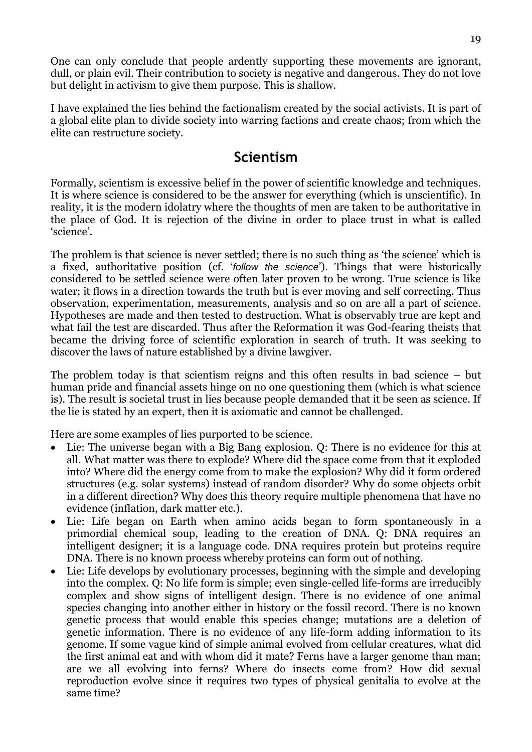One can only conclude that people ardently supporting these movements are ignorant, dull, or plain evil. Their contribution to society is negative and dangerous. They do not love but delight in activism to give them purpose. This is shallow.

I have explained the lies behind the factionalism created by the social activists. It is part of a global elite plan to divide society into warring factions and create chaos; from which the elite can restructure society.

## Scientism

Formally, scientism is excessive belief in the power of scientific knowledge and techniques. It is where science is considered to be the answer for everything (which is unscientific). In reality, it is the modern idolatry where the thoughts of men are taken to be authoritative in the place of God. It is rejection of the divine in order to place trust in what is called 'science'.

The problem is that science is never settled; there is no such thing as 'the science' which is a fixed, authoritative position (cf. '*follow the science*'). Things that were historically considered to be settled science were often later proven to be wrong. True science is like water; it flows in a direction towards the truth but is ever moving and self correcting. Thus observation, experimentation, measurements, analysis and so on are all a part of science. Hypotheses are made and then tested to destruction. What is observably true are kept and what fail the test are discarded. Thus after the Reformation it was God-fearing theists that became the driving force of scientific exploration in search of truth. It was seeking to discover the laws of nature established by a divine lawgiver.

The problem today is that scientism reigns and this often results in bad science – but human pride and financial assets hinge on no one questioning them (which is what science is). The result is societal trust in lies because people demanded that it be seen as science. If the lie is stated by an expert, then it is axiomatic and cannot be challenged.

Here are some examples of lies purported to be science.

- Lie: The universe began with a Big Bang explosion. Q: There is no evidence for this at all. What matter was there to explode? Where did the space come from that it exploded into? Where did the energy come from to make the explosion? Why did it form ordered structures (e.g. solar systems) instead of random disorder? Why do some objects orbit in a different direction? Why does this theory require multiple phenomena that have no evidence (inflation, dark matter etc.).
- Lie: Life began on Earth when amino acids began to form spontaneously in a primordial chemical soup, leading to the creation of DNA. Q: DNA requires an intelligent designer; it is a language code. DNA requires protein but proteins require DNA. There is no known process whereby proteins can form out of nothing.
- Lie: Life develops by evolutionary processes, beginning with the simple and developing into the complex. Q: No life form is simple; even single-celled life-forms are irreducibly complex and show signs of intelligent design. There is no evidence of one animal species changing into another either in history or the fossil record. There is no known genetic process that would enable this species change; mutations are a deletion of genetic information. There is no evidence of any life-form adding information to its genome. If some vague kind of simple animal evolved from cellular creatures, what did the first animal eat and with whom did it mate? Ferns have a larger genome than man; are we all evolving into ferns? Where do insects come from? How did sexual reproduction evolve since it requires two types of physical genitalia to evolve at the same time?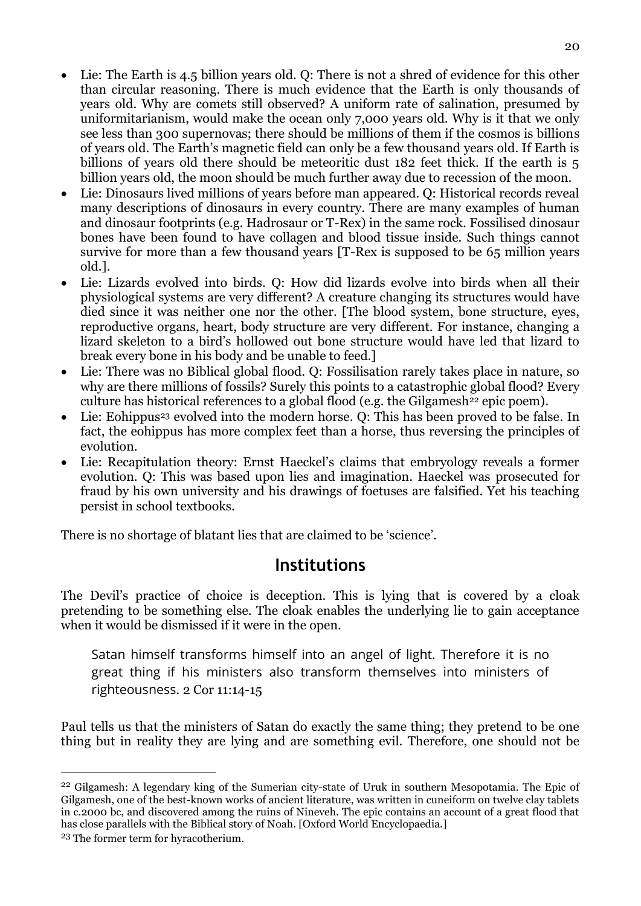- Lie: The Earth is 4.5 billion years old. Q: There is not a shred of evidence for this other than circular reasoning. There is much evidence that the Earth is only thousands of years old. Why are comets still observed? A uniform rate of salination, presumed by uniformitarianism, would make the ocean only 7,000 years old. Why is it that we only see less than 300 supernovas; there should be millions of them if the cosmos is billions of years old. The Earth's magnetic field can only be a few thousand years old. If Earth is billions of years old there should be meteoritic dust 182 feet thick. If the earth is 5 billion years old, the moon should be much further away due to recession of the moon.
- Lie: Dinosaurs lived millions of years before man appeared. Q: Historical records reveal many descriptions of dinosaurs in every country. There are many examples of human and dinosaur footprints (e.g. Hadrosaur or T-Rex) in the same rock. Fossilised dinosaur bones have been found to have collagen and blood tissue inside. Such things cannot survive for more than a few thousand years [T-Rex is supposed to be 65 million years old.].
- Lie: Lizards evolved into birds. Q: How did lizards evolve into birds when all their physiological systems are very different? A creature changing its structures would have died since it was neither one nor the other. [The blood system, bone structure, eyes, reproductive organs, heart, body structure are very different. For instance, changing a lizard skeleton to a bird's hollowed out bone structure would have led that lizard to break every bone in his body and be unable to feed.]
- Lie: There was no Biblical global flood. Q: Fossilisation rarely takes place in nature, so why are there millions of fossils? Surely this points to a catastrophic global flood? Every culture has historical references to a global flood (e.g. the Gilgamesh[22] epic poem).
- Lie: Eohippus[23] evolved into the modern horse. Q: This has been proved to be false. In fact, the eohippus has more complex feet than a horse, thus reversing the principles of evolution.
- Lie: Recapitulation theory: Ernst Haeckel's claims that embryology reveals a former evolution. Q: This was based upon lies and imagination. Haeckel was prosecuted for fraud by his own university and his drawings of foetuses are falsified. Yet his teaching persist in school textbooks.

There is no shortage of blatant lies that are claimed to be 'science'.

## Institutions

The Devil's practice of choice is deception. This is lying that is covered by a cloak pretending to be something else. The cloak enables the underlying lie to gain acceptance when it would be dismissed if it were in the open.

> Satan himself transforms himself into an angel of light. Therefore it is no great thing if his ministers also transform themselves into ministers of righteousness. 2 Cor 11:14-15

Paul tells us that the ministers of Satan do exactly the same thing; they pretend to be one thing but in reality they are lying and are something evil. Therefore, one should not be

---

[22] Gilgamesh: A legendary king of the Sumerian city-state of Uruk in southern Mesopotamia. The Epic of Gilgamesh, one of the best-known works of ancient literature, was written in cuneiform on twelve clay tablets in c.2000 bc, and discovered among the ruins of Nineveh. The epic contains an account of a great flood that has close parallels with the Biblical story of Noah. [Oxford World Encyclopaedia.]

[23] The former term for hyracotherium.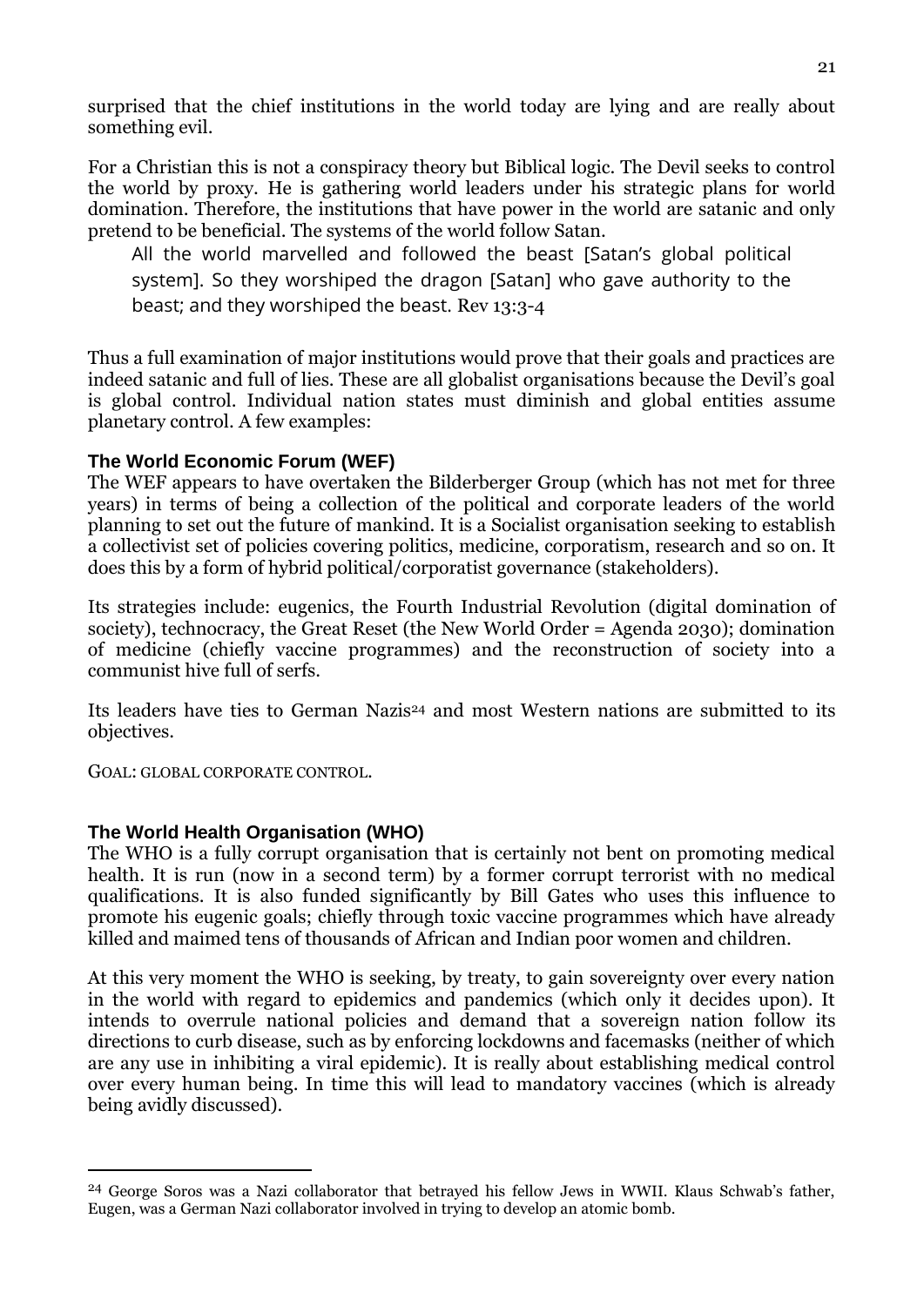surprised that the chief institutions in the world today are lying and are really about something evil.

For a Christian this is not a conspiracy theory but Biblical logic. The Devil seeks to control the world by proxy. He is gathering world leaders under his strategic plans for world domination. Therefore, the institutions that have power in the world are satanic and only pretend to be beneficial. The systems of the world follow Satan.

> All the world marvelled and followed the beast [Satan's global political system]. So they worshiped the dragon [Satan] who gave authority to the beast; and they worshiped the beast. Rev 13:3-4

Thus a full examination of major institutions would prove that their goals and practices are indeed satanic and full of lies. These are all globalist organisations because the Devil's goal is global control. Individual nation states must diminish and global entities assume planetary control. A few examples:

### The World Economic Forum (WEF)

The WEF appears to have overtaken the Bilderberger Group (which has not met for three years) in terms of being a collection of the political and corporate leaders of the world planning to set out the future of mankind. It is a Socialist organisation seeking to establish a collectivist set of policies covering politics, medicine, corporatism, research and so on. It does this by a form of hybrid political/corporatist governance (stakeholders).

Its strategies include: eugenics, the Fourth Industrial Revolution (digital domination of society), technocracy, the Great Reset (the New World Order = Agenda 2030); domination of medicine (chiefly vaccine programmes) and the reconstruction of society into a communist hive full of serfs.

Its leaders have ties to German Nazis[24] and most Western nations are submitted to its objectives.

GOAL: GLOBAL CORPORATE CONTROL.

### The World Health Organisation (WHO)

The WHO is a fully corrupt organisation that is certainly not bent on promoting medical health. It is run (now in a second term) by a former corrupt terrorist with no medical qualifications. It is also funded significantly by Bill Gates who uses this influence to promote his eugenic goals; chiefly through toxic vaccine programmes which have already killed and maimed tens of thousands of African and Indian poor women and children.

At this very moment the WHO is seeking, by treaty, to gain sovereignty over every nation in the world with regard to epidemics and pandemics (which only it decides upon). It intends to overrule national policies and demand that a sovereign nation follow its directions to curb disease, such as by enforcing lockdowns and facemasks (neither of which are any use in inhibiting a viral epidemic). It is really about establishing medical control over every human being. In time this will lead to mandatory vaccines (which is already being avidly discussed).

---

[24] George Soros was a Nazi collaborator that betrayed his fellow Jews in WWII. Klaus Schwab's father, Eugen, was a German Nazi collaborator involved in trying to develop an atomic bomb.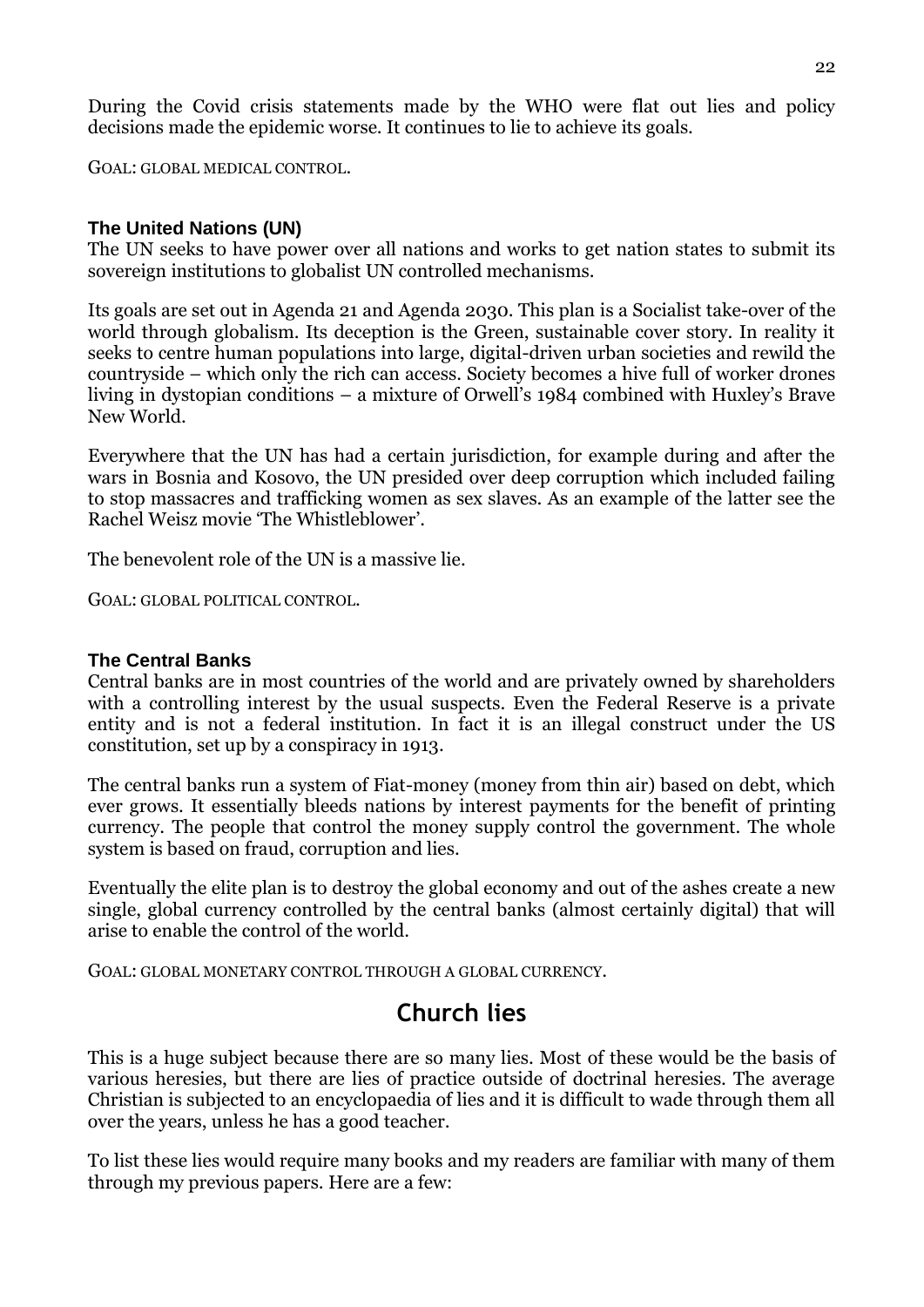During the Covid crisis statements made by the WHO were flat out lies and policy decisions made the epidemic worse. It continues to lie to achieve its goals.

GOAL: GLOBAL MEDICAL CONTROL.

### The United Nations (UN)

The UN seeks to have power over all nations and works to get nation states to submit its sovereign institutions to globalist UN controlled mechanisms.

Its goals are set out in Agenda 21 and Agenda 2030. This plan is a Socialist take-over of the world through globalism. Its deception is the Green, sustainable cover story. In reality it seeks to centre human populations into large, digital-driven urban societies and rewild the countryside – which only the rich can access. Society becomes a hive full of worker drones living in dystopian conditions – a mixture of Orwell's 1984 combined with Huxley's Brave New World.

Everywhere that the UN has had a certain jurisdiction, for example during and after the wars in Bosnia and Kosovo, the UN presided over deep corruption which included failing to stop massacres and trafficking women as sex slaves. As an example of the latter see the Rachel Weisz movie 'The Whistleblower'.

The benevolent role of the UN is a massive lie.

GOAL: GLOBAL POLITICAL CONTROL.

### The Central Banks

Central banks are in most countries of the world and are privately owned by shareholders with a controlling interest by the usual suspects. Even the Federal Reserve is a private entity and is not a federal institution. In fact it is an illegal construct under the US constitution, set up by a conspiracy in 1913.

The central banks run a system of Fiat-money (money from thin air) based on debt, which ever grows. It essentially bleeds nations by interest payments for the benefit of printing currency. The people that control the money supply control the government. The whole system is based on fraud, corruption and lies.

Eventually the elite plan is to destroy the global economy and out of the ashes create a new single, global currency controlled by the central banks (almost certainly digital) that will arise to enable the control of the world.

GOAL: GLOBAL MONETARY CONTROL THROUGH A GLOBAL CURRENCY.

## Church lies

This is a huge subject because there are so many lies. Most of these would be the basis of various heresies, but there are lies of practice outside of doctrinal heresies. The average Christian is subjected to an encyclopaedia of lies and it is difficult to wade through them all over the years, unless he has a good teacher.

To list these lies would require many books and my readers are familiar with many of them through my previous papers. Here are a few: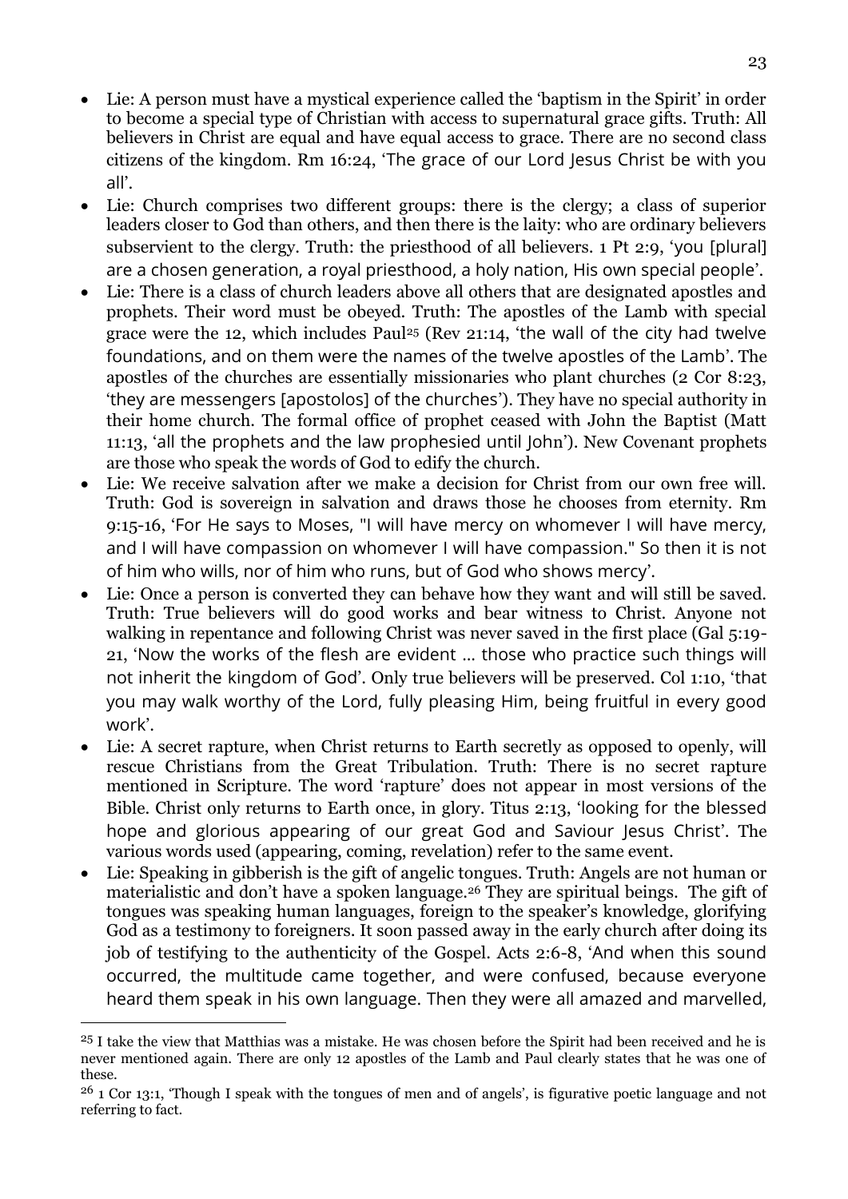- Lie: A person must have a mystical experience called the 'baptism in the Spirit' in order to become a special type of Christian with access to supernatural grace gifts. Truth: All believers in Christ are equal and have equal access to grace. There are no second class citizens of the kingdom. Rm 16:24, 'The grace of our Lord Jesus Christ be with you all'.
- Lie: Church comprises two different groups: there is the clergy; a class of superior leaders closer to God than others, and then there is the laity: who are ordinary believers subservient to the clergy. Truth: the priesthood of all believers. 1 Pt 2:9, 'you [plural] are a chosen generation, a royal priesthood, a holy nation, His own special people'.
- Lie: There is a class of church leaders above all others that are designated apostles and prophets. Their word must be obeyed. Truth: The apostles of the Lamb with special grace were the 12, which includes Paul[25] (Rev 21:14, 'the wall of the city had twelve foundations, and on them were the names of the twelve apostles of the Lamb'. The apostles of the churches are essentially missionaries who plant churches (2 Cor 8:23, 'they are messengers [apostolos] of the churches'). They have no special authority in their home church. The formal office of prophet ceased with John the Baptist (Matt 11:13, 'all the prophets and the law prophesied until John'). New Covenant prophets are those who speak the words of God to edify the church.
- Lie: We receive salvation after we make a decision for Christ from our own free will. Truth: God is sovereign in salvation and draws those he chooses from eternity. Rm 9:15-16, 'For He says to Moses, "I will have mercy on whomever I will have mercy, and I will have compassion on whomever I will have compassion." So then it is not of him who wills, nor of him who runs, but of God who shows mercy'.
- Lie: Once a person is converted they can behave how they want and will still be saved. Truth: True believers will do good works and bear witness to Christ. Anyone not walking in repentance and following Christ was never saved in the first place (Gal 5:19-21, 'Now the works of the flesh are evident … those who practice such things will not inherit the kingdom of God'. Only true believers will be preserved. Col 1:10, 'that you may walk worthy of the Lord, fully pleasing Him, being fruitful in every good work'.
- Lie: A secret rapture, when Christ returns to Earth secretly as opposed to openly, will rescue Christians from the Great Tribulation. Truth: There is no secret rapture mentioned in Scripture. The word 'rapture' does not appear in most versions of the Bible. Christ only returns to Earth once, in glory. Titus 2:13, 'looking for the blessed hope and glorious appearing of our great God and Saviour Jesus Christ'. The various words used (appearing, coming, revelation) refer to the same event.
- Lie: Speaking in gibberish is the gift of angelic tongues. Truth: Angels are not human or materialistic and don't have a spoken language.[26] They are spiritual beings. The gift of tongues was speaking human languages, foreign to the speaker's knowledge, glorifying God as a testimony to foreigners. It soon passed away in the early church after doing its job of testifying to the authenticity of the Gospel. Acts 2:6-8, 'And when this sound occurred, the multitude came together, and were confused, because everyone heard them speak in his own language. Then they were all amazed and marvelled,

---

[25] I take the view that Matthias was a mistake. He was chosen before the Spirit had been received and he is never mentioned again. There are only 12 apostles of the Lamb and Paul clearly states that he was one of these.

[26] 1 Cor 13:1, 'Though I speak with the tongues of men and of angels', is figurative poetic language and not referring to fact.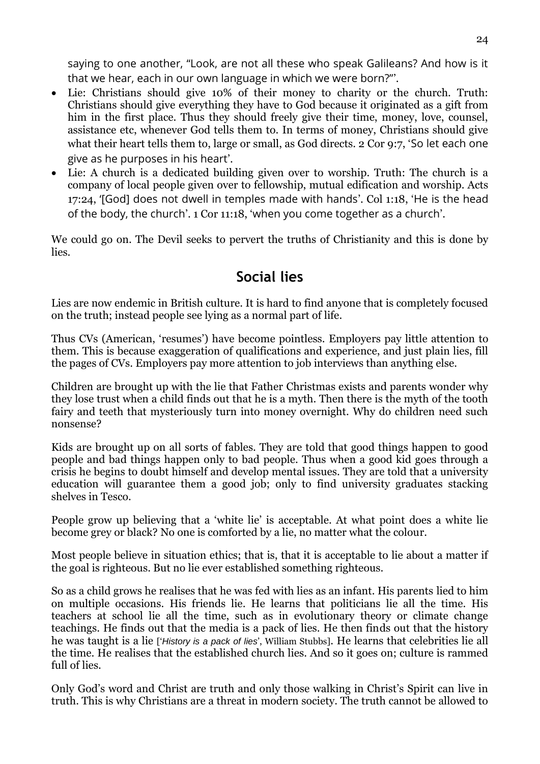saying to one another, "Look, are not all these who speak Galileans? And how is it that we hear, each in our own language in which we were born?"'.

- Lie: Christians should give 10% of their money to charity or the church. Truth: Christians should give everything they have to God because it originated as a gift from him in the first place. Thus they should freely give their time, money, love, counsel, assistance etc, whenever God tells them to. In terms of money, Christians should give what their heart tells them to, large or small, as God directs. 2 Cor 9:7, 'So let each one give as he purposes in his heart'.
- Lie: A church is a dedicated building given over to worship. Truth: The church is a company of local people given over to fellowship, mutual edification and worship. Acts 17:24, '[God] does not dwell in temples made with hands'. Col 1:18, 'He is the head of the body, the church'. 1 Cor 11:18, 'when you come together as a church'.

We could go on. The Devil seeks to pervert the truths of Christianity and this is done by lies.

## Social lies

Lies are now endemic in British culture. It is hard to find anyone that is completely focused on the truth; instead people see lying as a normal part of life.

Thus CVs (American, 'resumes') have become pointless. Employers pay little attention to them. This is because exaggeration of qualifications and experience, and just plain lies, fill the pages of CVs. Employers pay more attention to job interviews than anything else.

Children are brought up with the lie that Father Christmas exists and parents wonder why they lose trust when a child finds out that he is a myth. Then there is the myth of the tooth fairy and teeth that mysteriously turn into money overnight. Why do children need such nonsense?

Kids are brought up on all sorts of fables. They are told that good things happen to good people and bad things happen only to bad people. Thus when a good kid goes through a crisis he begins to doubt himself and develop mental issues. They are told that a university education will guarantee them a good job; only to find university graduates stacking shelves in Tesco.

People grow up believing that a 'white lie' is acceptable. At what point does a white lie become grey or black? No one is comforted by a lie, no matter what the colour.

Most people believe in situation ethics; that is, that it is acceptable to lie about a matter if the goal is righteous. But no lie ever established something righteous.

So as a child grows he realises that he was fed with lies as an infant. His parents lied to him on multiple occasions. His friends lie. He learns that politicians lie all the time. His teachers at school lie all the time, such as in evolutionary theory or climate change teachings. He finds out that the media is a pack of lies. He then finds out that the history he was taught is a lie ['*History is a pack of lies*', William Stubbs]. He learns that celebrities lie all the time. He realises that the established church lies. And so it goes on; culture is rammed full of lies.

Only God's word and Christ are truth and only those walking in Christ's Spirit can live in truth. This is why Christians are a threat in modern society. The truth cannot be allowed to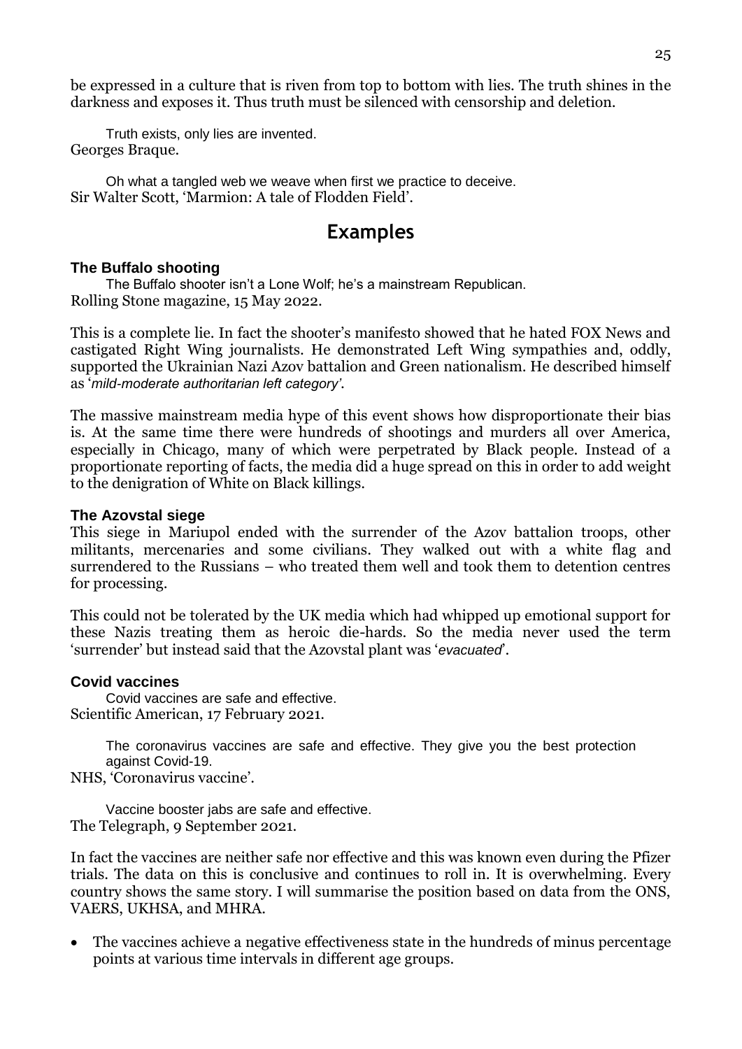be expressed in a culture that is riven from top to bottom with lies. The truth shines in the darkness and exposes it. Thus truth must be silenced with censorship and deletion.

> Truth exists, only lies are invented.

Georges Braque.

> Oh what a tangled web we weave when first we practice to deceive.

Sir Walter Scott, 'Marmion: A tale of Flodden Field'.

## Examples

### The Buffalo shooting

> The Buffalo shooter isn't a Lone Wolf; he's a mainstream Republican.

Rolling Stone magazine, 15 May 2022.

This is a complete lie. In fact the shooter's manifesto showed that he hated FOX News and castigated Right Wing journalists. He demonstrated Left Wing sympathies and, oddly, supported the Ukrainian Nazi Azov battalion and Green nationalism. He described himself as '*mild-moderate authoritarian left category'*.

The massive mainstream media hype of this event shows how disproportionate their bias is. At the same time there were hundreds of shootings and murders all over America, especially in Chicago, many of which were perpetrated by Black people. Instead of a proportionate reporting of facts, the media did a huge spread on this in order to add weight to the denigration of White on Black killings.

### The Azovstal siege

This siege in Mariupol ended with the surrender of the Azov battalion troops, other militants, mercenaries and some civilians. They walked out with a white flag and surrendered to the Russians – who treated them well and took them to detention centres for processing.

This could not be tolerated by the UK media which had whipped up emotional support for these Nazis treating them as heroic die-hards. So the media never used the term 'surrender' but instead said that the Azovstal plant was '*evacuated*'.

### Covid vaccines

> Covid vaccines are safe and effective.

Scientific American, 17 February 2021.

> The coronavirus vaccines are safe and effective. They give you the best protection against Covid-19.

NHS, 'Coronavirus vaccine'.

> Vaccine booster jabs are safe and effective.

The Telegraph, 9 September 2021.

In fact the vaccines are neither safe nor effective and this was known even during the Pfizer trials. The data on this is conclusive and continues to roll in. It is overwhelming. Every country shows the same story. I will summarise the position based on data from the ONS, VAERS, UKHSA, and MHRA.

- The vaccines achieve a negative effectiveness state in the hundreds of minus percentage points at various time intervals in different age groups.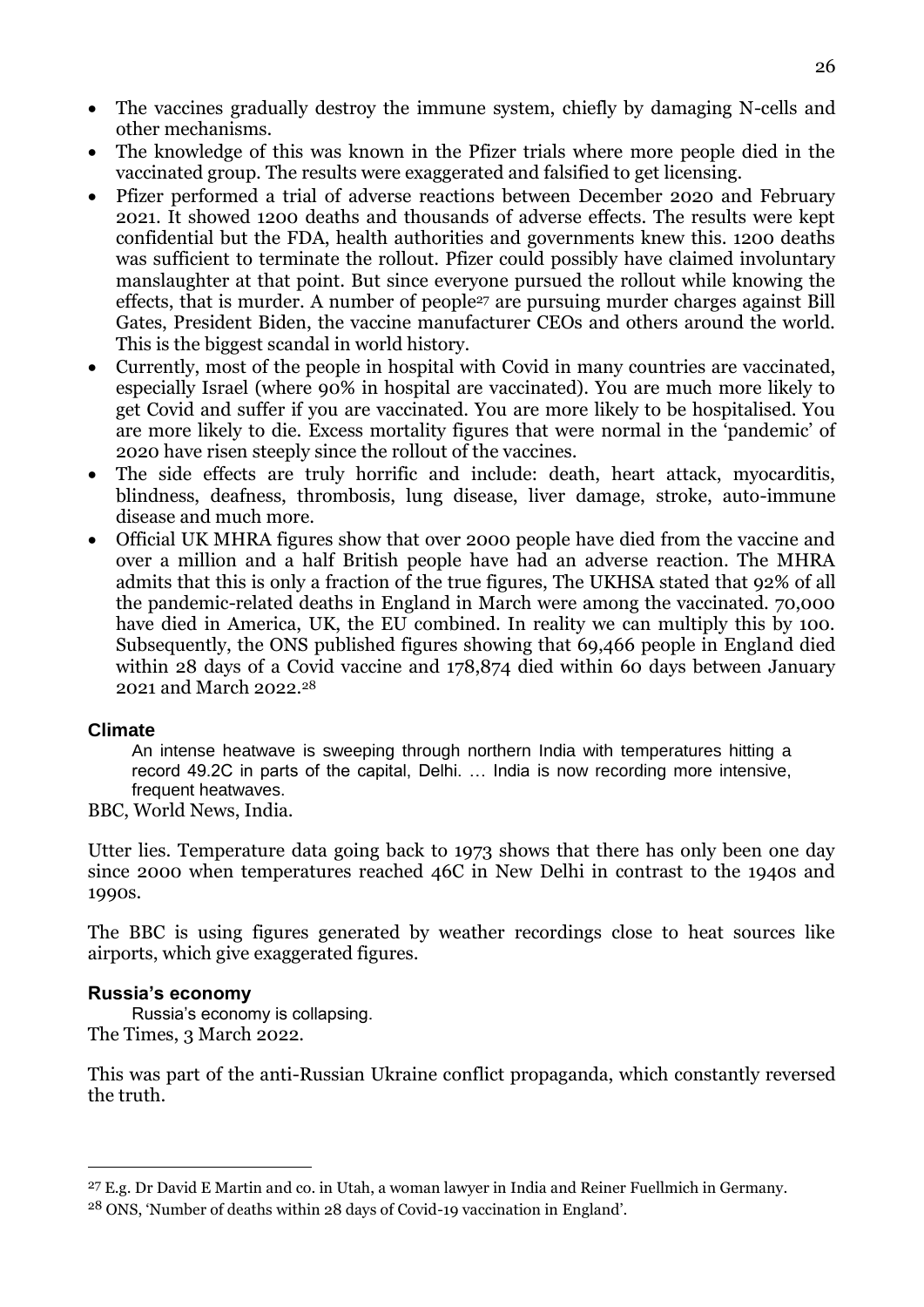- The vaccines gradually destroy the immune system, chiefly by damaging N-cells and other mechanisms.
- The knowledge of this was known in the Pfizer trials where more people died in the vaccinated group. The results were exaggerated and falsified to get licensing.
- Pfizer performed a trial of adverse reactions between December 2020 and February 2021. It showed 1200 deaths and thousands of adverse effects. The results were kept confidential but the FDA, health authorities and governments knew this. 1200 deaths was sufficient to terminate the rollout. Pfizer could possibly have claimed involuntary manslaughter at that point. But since everyone pursued the rollout while knowing the effects, that is murder. A number of people[27] are pursuing murder charges against Bill Gates, President Biden, the vaccine manufacturer CEOs and others around the world. This is the biggest scandal in world history.
- Currently, most of the people in hospital with Covid in many countries are vaccinated, especially Israel (where 90% in hospital are vaccinated). You are much more likely to get Covid and suffer if you are vaccinated. You are more likely to be hospitalised. You are more likely to die. Excess mortality figures that were normal in the 'pandemic' of 2020 have risen steeply since the rollout of the vaccines.
- The side effects are truly horrific and include: death, heart attack, myocarditis, blindness, deafness, thrombosis, lung disease, liver damage, stroke, auto-immune disease and much more.
- Official UK MHRA figures show that over 2000 people have died from the vaccine and over a million and a half British people have had an adverse reaction. The MHRA admits that this is only a fraction of the true figures, The UKHSA stated that 92% of all the pandemic-related deaths in England in March were among the vaccinated. 70,000 have died in America, UK, the EU combined. In reality we can multiply this by 100. Subsequently, the ONS published figures showing that 69,466 people in England died within 28 days of a Covid vaccine and 178,874 died within 60 days between January 2021 and March 2022.[28]

### Climate

> An intense heatwave is sweeping through northern India with temperatures hitting a record 49.2C in parts of the capital, Delhi. … India is now recording more intensive, frequent heatwaves.

BBC, World News, India.

Utter lies. Temperature data going back to 1973 shows that there has only been one day since 2000 when temperatures reached 46C in New Delhi in contrast to the 1940s and 1990s.

The BBC is using figures generated by weather recordings close to heat sources like airports, which give exaggerated figures.

### Russia's economy

> Russia's economy is collapsing.

The Times, 3 March 2022.

This was part of the anti-Russian Ukraine conflict propaganda, which constantly reversed the truth.

---

[27] E.g. Dr David E Martin and co. in Utah, a woman lawyer in India and Reiner Fuellmich in Germany.

[28] ONS, 'Number of deaths within 28 days of Covid-19 vaccination in England'.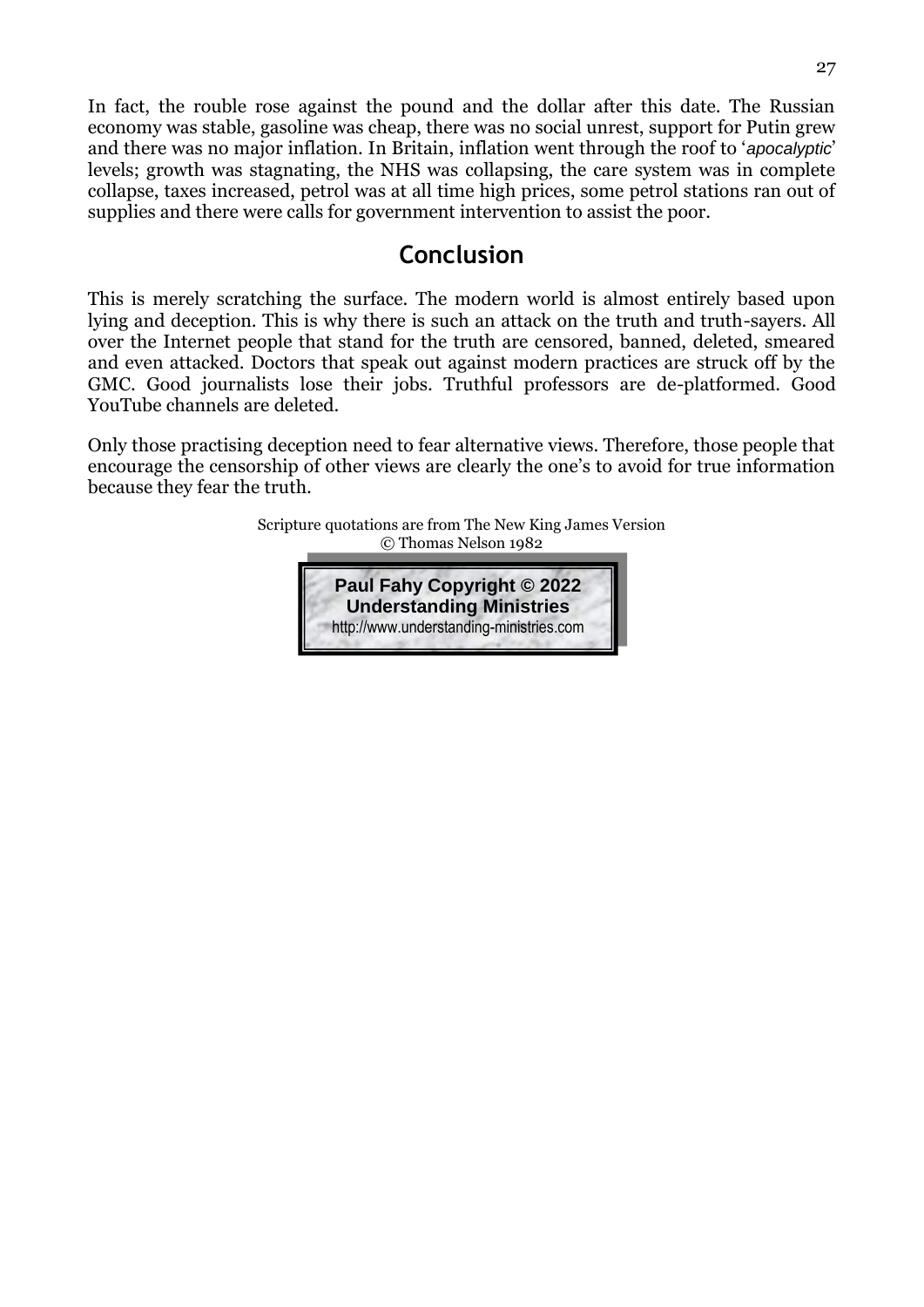In fact, the rouble rose against the pound and the dollar after this date. The Russian economy was stable, gasoline was cheap, there was no social unrest, support for Putin grew and there was no major inflation. In Britain, inflation went through the roof to '*apocalyptic*' levels; growth was stagnating, the NHS was collapsing, the care system was in complete collapse, taxes increased, petrol was at all time high prices, some petrol stations ran out of supplies and there were calls for government intervention to assist the poor.

## Conclusion

This is merely scratching the surface. The modern world is almost entirely based upon lying and deception. This is why there is such an attack on the truth and truth-sayers. All over the Internet people that stand for the truth are censored, banned, deleted, smeared and even attacked. Doctors that speak out against modern practices are struck off by the GMC. Good journalists lose their jobs. Truthful professors are de-platformed. Good YouTube channels are deleted.

Only those practising deception need to fear alternative views. Therefore, those people that encourage the censorship of other views are clearly the one's to avoid for true information because they fear the truth.

Scripture quotations are from The New King James Version
© Thomas Nelson 1982

**Paul Fahy Copyright © 2022**
**Understanding Ministries**
http://www.understanding-ministries.com